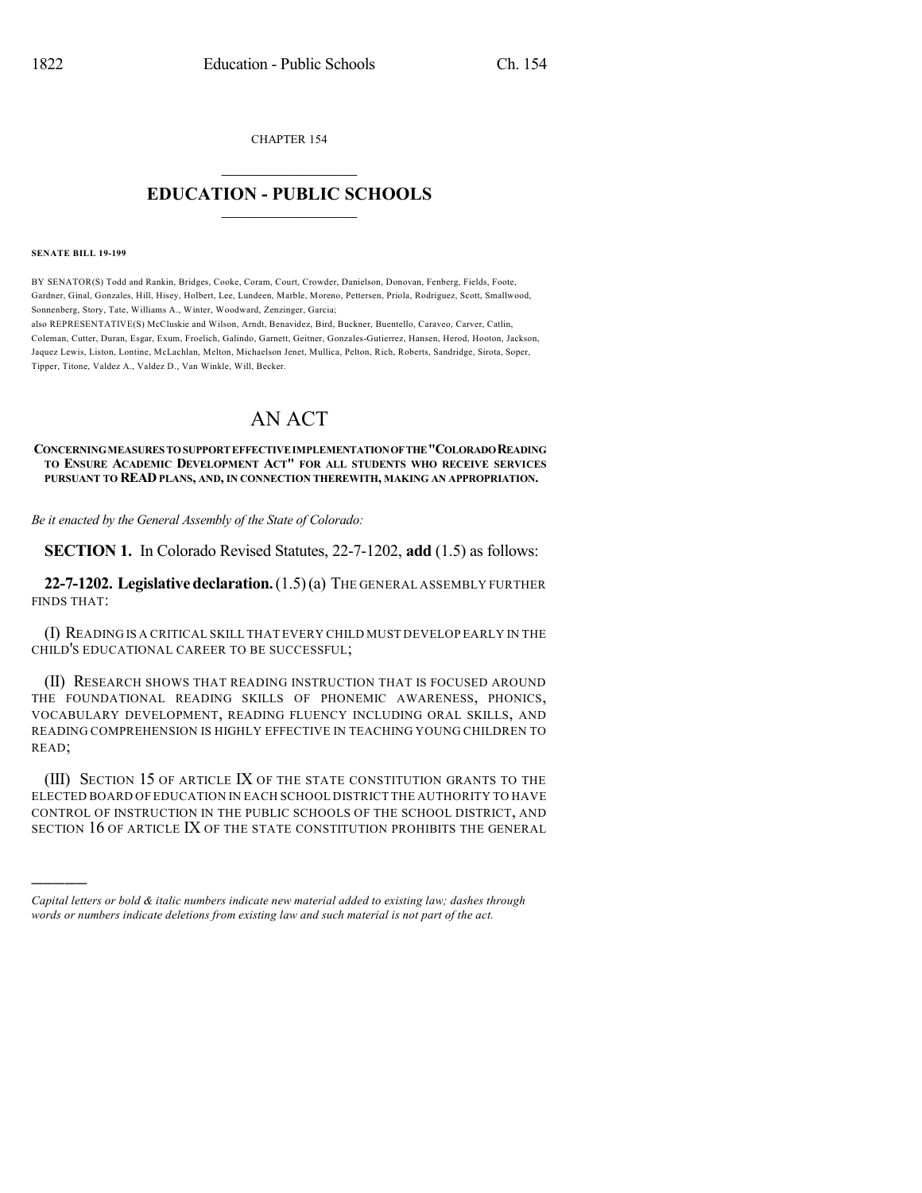CHAPTER 154

# EDUCATION - PUBLIC SCHOOLS

**SENATE BILL 19-199**

BY SENATOR(S) Todd and Rankin, Bridges, Cooke, Coram, Court, Crowder, Danielson, Donovan, Fenberg, Fields, Foote, Gardner, Ginal, Gonzales, Hill, Hisey, Holbert, Lee, Lundeen, Marble, Moreno, Pettersen, Priola, Rodriguez, Scott, Smallwood, Sonnenberg, Story, Tate, Williams A., Winter, Woodward, Zenzinger, Garcia;
also REPRESENTATIVE(S) McCluskie and Wilson, Arndt, Benavidez, Bird, Buckner, Buentello, Caraveo, Carver, Catlin, Coleman, Cutter, Duran, Esgar, Exum, Froelich, Galindo, Garnett, Geitner, Gonzales-Gutierrez, Hansen, Herod, Hooton, Jackson, Jaquez Lewis, Liston, Lontine, McLachlan, Melton, Michaelson Jenet, Mullica, Pelton, Rich, Roberts, Sandridge, Sirota, Soper, Tipper, Titone, Valdez A., Valdez D., Van Winkle, Will, Becker.

# AN ACT

**CONCERNING MEASURES TO SUPPORT EFFECTIVE IMPLEMENTATION OF THE "COLORADO READING TO ENSURE ACADEMIC DEVELOPMENT ACT" FOR ALL STUDENTS WHO RECEIVE SERVICES PURSUANT TO READ PLANS, AND, IN CONNECTION THEREWITH, MAKING AN APPROPRIATION.**

*Be it enacted by the General Assembly of the State of Colorado:*

**SECTION 1.** In Colorado Revised Statutes, 22-7-1202, **add** (1.5) as follows:

**22-7-1202. Legislative declaration.** (1.5) (a) THE GENERAL ASSEMBLY FURTHER FINDS THAT:

(I) READING IS A CRITICAL SKILL THAT EVERY CHILD MUST DEVELOP EARLY IN THE CHILD'S EDUCATIONAL CAREER TO BE SUCCESSFUL;

(II) RESEARCH SHOWS THAT READING INSTRUCTION THAT IS FOCUSED AROUND THE FOUNDATIONAL READING SKILLS OF PHONEMIC AWARENESS, PHONICS, VOCABULARY DEVELOPMENT, READING FLUENCY INCLUDING ORAL SKILLS, AND READING COMPREHENSION IS HIGHLY EFFECTIVE IN TEACHING YOUNG CHILDREN TO READ;

(III) SECTION 15 OF ARTICLE IX OF THE STATE CONSTITUTION GRANTS TO THE ELECTED BOARD OF EDUCATION IN EACH SCHOOL DISTRICT THE AUTHORITY TO HAVE CONTROL OF INSTRUCTION IN THE PUBLIC SCHOOLS OF THE SCHOOL DISTRICT, AND SECTION 16 OF ARTICLE IX OF THE STATE CONSTITUTION PROHIBITS THE GENERAL

---

*Capital letters or bold & italic numbers indicate new material added to existing law; dashes through words or numbers indicate deletions from existing law and such material is not part of the act.*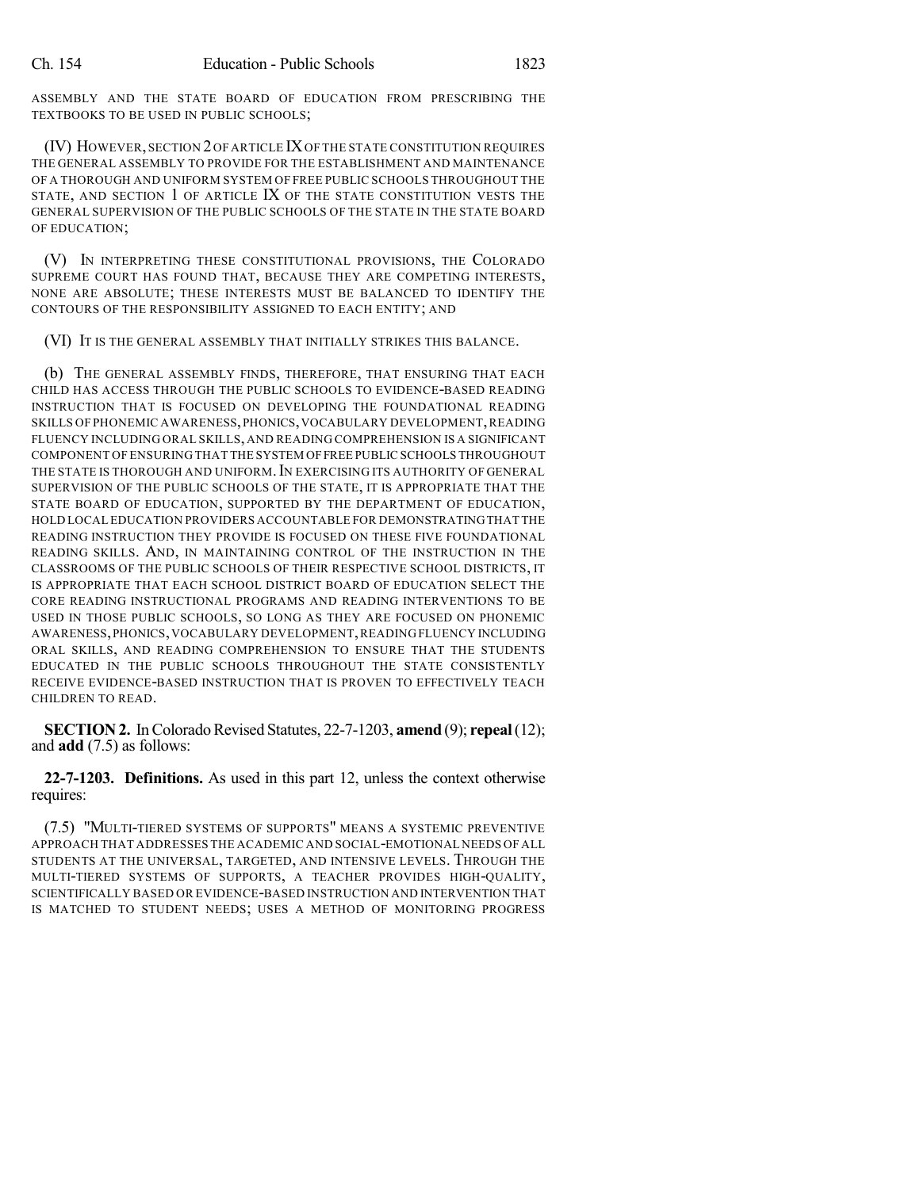ASSEMBLY AND THE STATE BOARD OF EDUCATION FROM PRESCRIBING THE TEXTBOOKS TO BE USED IN PUBLIC SCHOOLS;

(IV) HOWEVER, SECTION 2 OF ARTICLE IX OF THE STATE CONSTITUTION REQUIRES THE GENERAL ASSEMBLY TO PROVIDE FOR THE ESTABLISHMENT AND MAINTENANCE OF A THOROUGH AND UNIFORM SYSTEM OF FREE PUBLIC SCHOOLS THROUGHOUT THE STATE, AND SECTION 1 OF ARTICLE IX OF THE STATE CONSTITUTION VESTS THE GENERAL SUPERVISION OF THE PUBLIC SCHOOLS OF THE STATE IN THE STATE BOARD OF EDUCATION;

(V) IN INTERPRETING THESE CONSTITUTIONAL PROVISIONS, THE COLORADO SUPREME COURT HAS FOUND THAT, BECAUSE THEY ARE COMPETING INTERESTS, NONE ARE ABSOLUTE; THESE INTERESTS MUST BE BALANCED TO IDENTIFY THE CONTOURS OF THE RESPONSIBILITY ASSIGNED TO EACH ENTITY; AND

(VI) IT IS THE GENERAL ASSEMBLY THAT INITIALLY STRIKES THIS BALANCE.

(b) THE GENERAL ASSEMBLY FINDS, THEREFORE, THAT ENSURING THAT EACH CHILD HAS ACCESS THROUGH THE PUBLIC SCHOOLS TO EVIDENCE-BASED READING INSTRUCTION THAT IS FOCUSED ON DEVELOPING THE FOUNDATIONAL READING SKILLS OF PHONEMIC AWARENESS, PHONICS, VOCABULARY DEVELOPMENT, READING FLUENCY INCLUDING ORAL SKILLS, AND READING COMPREHENSION IS A SIGNIFICANT COMPONENT OF ENSURING THAT THE SYSTEM OF FREE PUBLIC SCHOOLS THROUGHOUT THE STATE IS THOROUGH AND UNIFORM. IN EXERCISING ITS AUTHORITY OF GENERAL SUPERVISION OF THE PUBLIC SCHOOLS OF THE STATE, IT IS APPROPRIATE THAT THE STATE BOARD OF EDUCATION, SUPPORTED BY THE DEPARTMENT OF EDUCATION, HOLD LOCAL EDUCATION PROVIDERS ACCOUNTABLE FOR DEMONSTRATING THAT THE READING INSTRUCTION THEY PROVIDE IS FOCUSED ON THESE FIVE FOUNDATIONAL READING SKILLS. AND, IN MAINTAINING CONTROL OF THE INSTRUCTION IN THE CLASSROOMS OF THE PUBLIC SCHOOLS OF THEIR RESPECTIVE SCHOOL DISTRICTS, IT IS APPROPRIATE THAT EACH SCHOOL DISTRICT BOARD OF EDUCATION SELECT THE CORE READING INSTRUCTIONAL PROGRAMS AND READING INTERVENTIONS TO BE USED IN THOSE PUBLIC SCHOOLS, SO LONG AS THEY ARE FOCUSED ON PHONEMIC AWARENESS, PHONICS, VOCABULARY DEVELOPMENT, READING FLUENCY INCLUDING ORAL SKILLS, AND READING COMPREHENSION TO ENSURE THAT THE STUDENTS EDUCATED IN THE PUBLIC SCHOOLS THROUGHOUT THE STATE CONSISTENTLY RECEIVE EVIDENCE-BASED INSTRUCTION THAT IS PROVEN TO EFFECTIVELY TEACH CHILDREN TO READ.

**SECTION 2.** In Colorado Revised Statutes, 22-7-1203, **amend** (9); **repeal** (12); and **add** (7.5) as follows:

**22-7-1203. Definitions.** As used in this part 12, unless the context otherwise requires:

(7.5) "MULTI-TIERED SYSTEMS OF SUPPORTS" MEANS A SYSTEMIC PREVENTIVE APPROACH THAT ADDRESSES THE ACADEMIC AND SOCIAL-EMOTIONAL NEEDS OF ALL STUDENTS AT THE UNIVERSAL, TARGETED, AND INTENSIVE LEVELS. THROUGH THE MULTI-TIERED SYSTEMS OF SUPPORTS, A TEACHER PROVIDES HIGH-QUALITY, SCIENTIFICALLY BASED OR EVIDENCE-BASED INSTRUCTION AND INTERVENTION THAT IS MATCHED TO STUDENT NEEDS; USES A METHOD OF MONITORING PROGRESS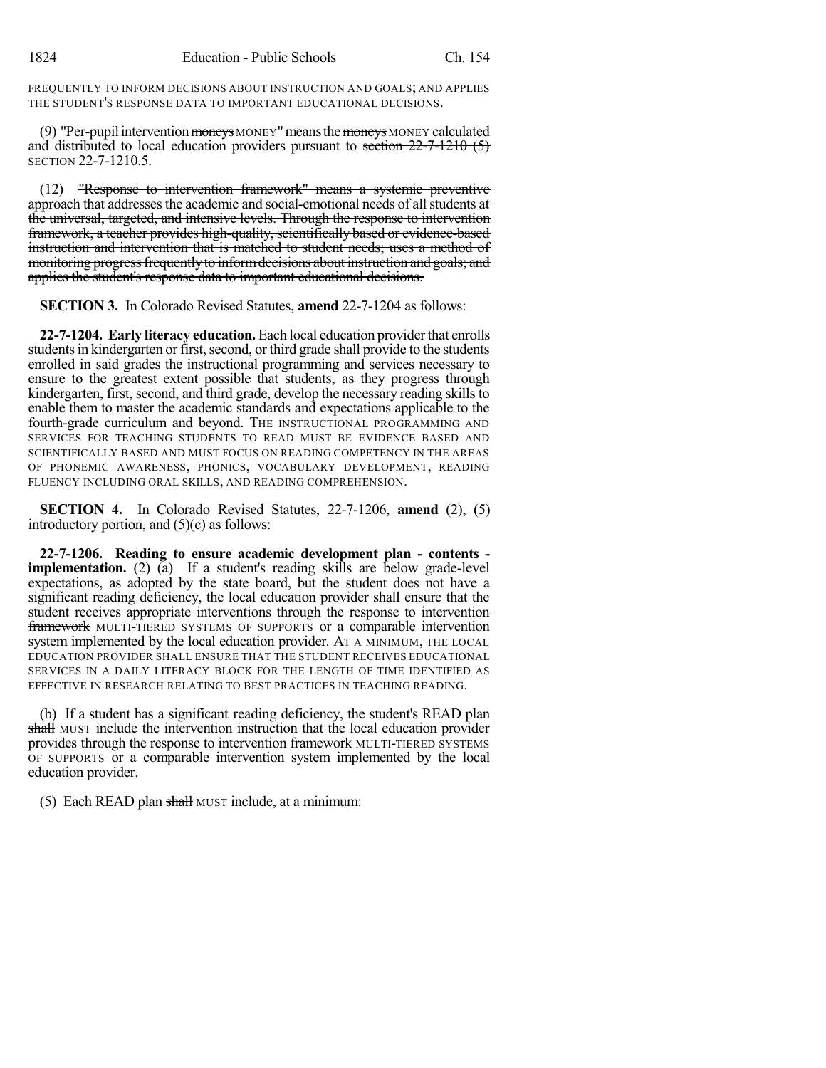FREQUENTLY TO INFORM DECISIONS ABOUT INSTRUCTION AND GOALS; AND APPLIES THE STUDENT'S RESPONSE DATA TO IMPORTANT EDUCATIONAL DECISIONS.

(9) "Per-pupil intervention ~~moneys~~ MONEY" means the ~~moneys~~ MONEY calculated and distributed to local education providers pursuant to ~~section 22-7-1210 (5)~~ SECTION 22-7-1210.5.

(12) ~~"Response to intervention framework" means a systemic preventive approach that addresses the academic and social-emotional needs of all students at the universal, targeted, and intensive levels. Through the response to intervention framework, a teacher provides high-quality, scientifically based or evidence-based instruction and intervention that is matched to student needs; uses a method of monitoring progress frequently to inform decisions about instruction and goals; and applies the student's response data to important educational decisions.~~

**SECTION 3.** In Colorado Revised Statutes, **amend** 22-7-1204 as follows:

**22-7-1204. Early literacy education.** Each local education provider that enrolls students in kindergarten or first, second, or third grade shall provide to the students enrolled in said grades the instructional programming and services necessary to ensure to the greatest extent possible that students, as they progress through kindergarten, first, second, and third grade, develop the necessary reading skills to enable them to master the academic standards and expectations applicable to the fourth-grade curriculum and beyond. THE INSTRUCTIONAL PROGRAMMING AND SERVICES FOR TEACHING STUDENTS TO READ MUST BE EVIDENCE BASED AND SCIENTIFICALLY BASED AND MUST FOCUS ON READING COMPETENCY IN THE AREAS OF PHONEMIC AWARENESS, PHONICS, VOCABULARY DEVELOPMENT, READING FLUENCY INCLUDING ORAL SKILLS, AND READING COMPREHENSION.

**SECTION 4.** In Colorado Revised Statutes, 22-7-1206, **amend** (2), (5) introductory portion, and (5)(c) as follows:

**22-7-1206. Reading to ensure academic development plan - contents - implementation.** (2) (a) If a student's reading skills are below grade-level expectations, as adopted by the state board, but the student does not have a significant reading deficiency, the local education provider shall ensure that the student receives appropriate interventions through the ~~response to intervention framework~~ MULTI-TIERED SYSTEMS OF SUPPORTS or a comparable intervention system implemented by the local education provider. AT A MINIMUM, THE LOCAL EDUCATION PROVIDER SHALL ENSURE THAT THE STUDENT RECEIVES EDUCATIONAL SERVICES IN A DAILY LITERACY BLOCK FOR THE LENGTH OF TIME IDENTIFIED AS EFFECTIVE IN RESEARCH RELATING TO BEST PRACTICES IN TEACHING READING.

(b) If a student has a significant reading deficiency, the student's READ plan ~~shall~~ MUST include the intervention instruction that the local education provider provides through the ~~response to intervention framework~~ MULTI-TIERED SYSTEMS OF SUPPORTS or a comparable intervention system implemented by the local education provider.

(5) Each READ plan ~~shall~~ MUST include, at a minimum: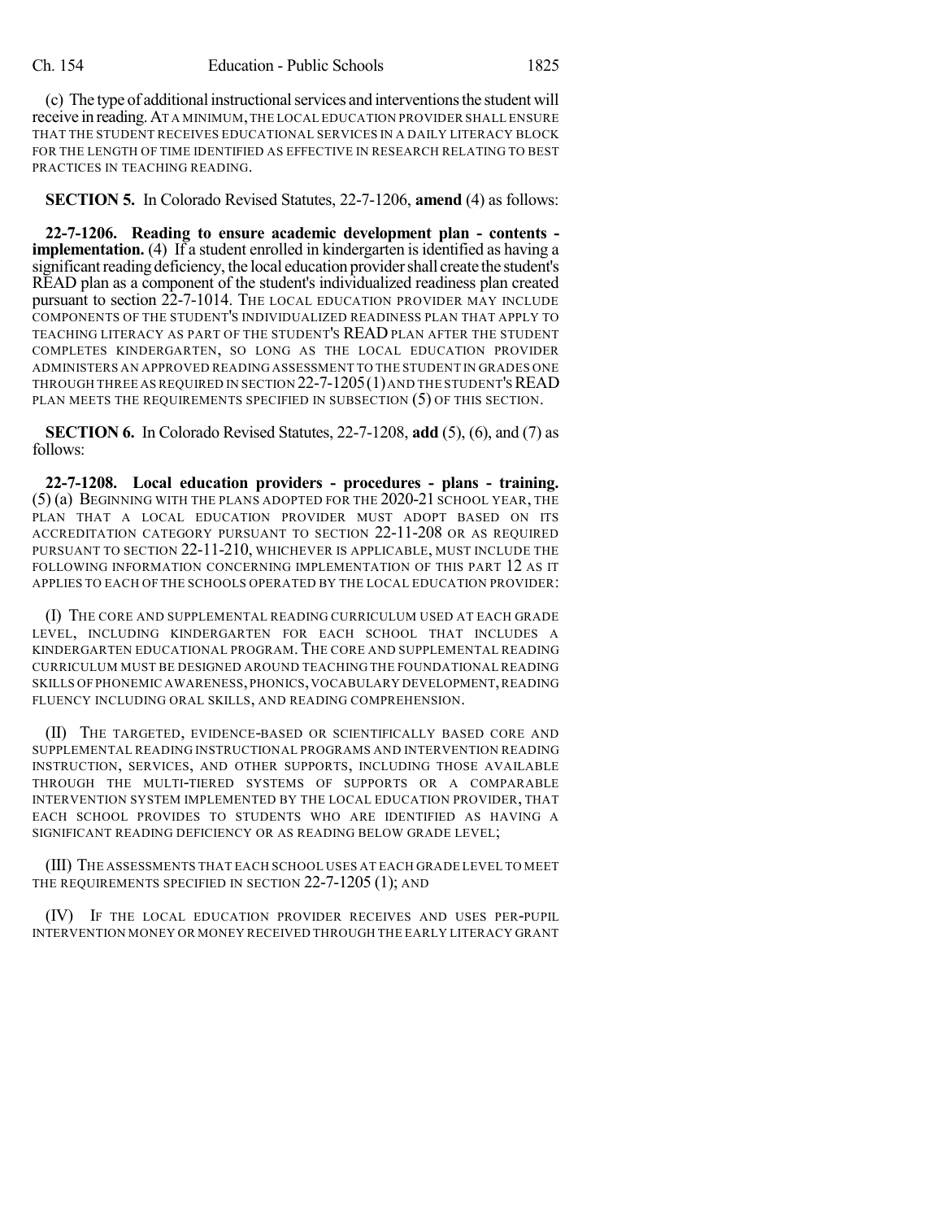(c) The type of additional instructional services and interventions the student will receive in reading. AT A MINIMUM, THE LOCAL EDUCATION PROVIDER SHALL ENSURE THAT THE STUDENT RECEIVES EDUCATIONAL SERVICES IN A DAILY LITERACY BLOCK FOR THE LENGTH OF TIME IDENTIFIED AS EFFECTIVE IN RESEARCH RELATING TO BEST PRACTICES IN TEACHING READING.

**SECTION 5.** In Colorado Revised Statutes, 22-7-1206, **amend** (4) as follows:

**22-7-1206. Reading to ensure academic development plan - contents - implementation.** (4) If a student enrolled in kindergarten is identified as having a significant reading deficiency, the local education provider shall create the student's READ plan as a component of the student's individualized readiness plan created pursuant to section 22-7-1014. THE LOCAL EDUCATION PROVIDER MAY INCLUDE COMPONENTS OF THE STUDENT'S INDIVIDUALIZED READINESS PLAN THAT APPLY TO TEACHING LITERACY AS PART OF THE STUDENT'S READ PLAN AFTER THE STUDENT COMPLETES KINDERGARTEN, SO LONG AS THE LOCAL EDUCATION PROVIDER ADMINISTERS AN APPROVED READING ASSESSMENT TO THE STUDENT IN GRADES ONE THROUGH THREE AS REQUIRED IN SECTION 22-7-1205 (1) AND THE STUDENT'S READ PLAN MEETS THE REQUIREMENTS SPECIFIED IN SUBSECTION (5) OF THIS SECTION.

**SECTION 6.** In Colorado Revised Statutes, 22-7-1208, **add** (5), (6), and (7) as follows:

**22-7-1208. Local education providers - procedures - plans - training.** (5) (a) BEGINNING WITH THE PLANS ADOPTED FOR THE 2020-21 SCHOOL YEAR, THE PLAN THAT A LOCAL EDUCATION PROVIDER MUST ADOPT BASED ON ITS ACCREDITATION CATEGORY PURSUANT TO SECTION 22-11-208 OR AS REQUIRED PURSUANT TO SECTION 22-11-210, WHICHEVER IS APPLICABLE, MUST INCLUDE THE FOLLOWING INFORMATION CONCERNING IMPLEMENTATION OF THIS PART 12 AS IT APPLIES TO EACH OF THE SCHOOLS OPERATED BY THE LOCAL EDUCATION PROVIDER:

(I) THE CORE AND SUPPLEMENTAL READING CURRICULUM USED AT EACH GRADE LEVEL, INCLUDING KINDERGARTEN FOR EACH SCHOOL THAT INCLUDES A KINDERGARTEN EDUCATIONAL PROGRAM. THE CORE AND SUPPLEMENTAL READING CURRICULUM MUST BE DESIGNED AROUND TEACHING THE FOUNDATIONAL READING SKILLS OF PHONEMIC AWARENESS, PHONICS, VOCABULARY DEVELOPMENT, READING FLUENCY INCLUDING ORAL SKILLS, AND READING COMPREHENSION.

(II) THE TARGETED, EVIDENCE-BASED OR SCIENTIFICALLY BASED CORE AND SUPPLEMENTAL READING INSTRUCTIONAL PROGRAMS AND INTERVENTION READING INSTRUCTION, SERVICES, AND OTHER SUPPORTS, INCLUDING THOSE AVAILABLE THROUGH THE MULTI-TIERED SYSTEMS OF SUPPORTS OR A COMPARABLE INTERVENTION SYSTEM IMPLEMENTED BY THE LOCAL EDUCATION PROVIDER, THAT EACH SCHOOL PROVIDES TO STUDENTS WHO ARE IDENTIFIED AS HAVING A SIGNIFICANT READING DEFICIENCY OR AS READING BELOW GRADE LEVEL;

(III) THE ASSESSMENTS THAT EACH SCHOOL USES AT EACH GRADE LEVEL TO MEET THE REQUIREMENTS SPECIFIED IN SECTION 22-7-1205 (1); AND

(IV) IF THE LOCAL EDUCATION PROVIDER RECEIVES AND USES PER-PUPIL INTERVENTION MONEY OR MONEY RECEIVED THROUGH THE EARLY LITERACY GRANT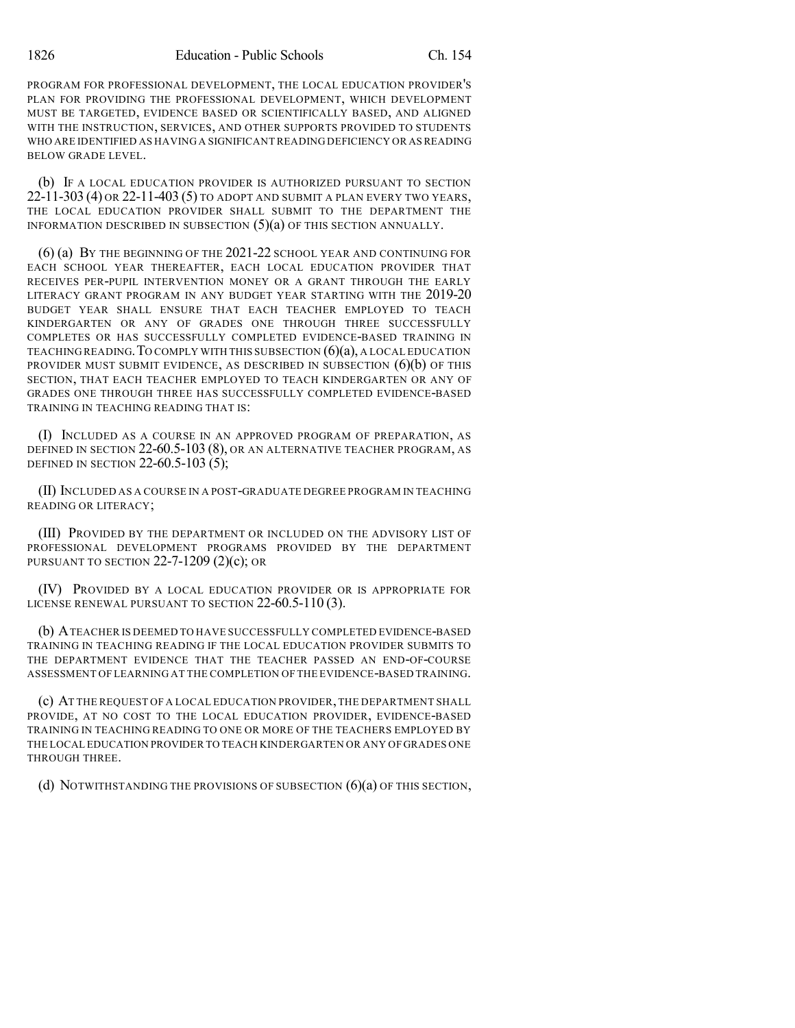PROGRAM FOR PROFESSIONAL DEVELOPMENT, THE LOCAL EDUCATION PROVIDER'S PLAN FOR PROVIDING THE PROFESSIONAL DEVELOPMENT, WHICH DEVELOPMENT MUST BE TARGETED, EVIDENCE BASED OR SCIENTIFICALLY BASED, AND ALIGNED WITH THE INSTRUCTION, SERVICES, AND OTHER SUPPORTS PROVIDED TO STUDENTS WHO ARE IDENTIFIED AS HAVING A SIGNIFICANT READING DEFICIENCY OR AS READING BELOW GRADE LEVEL.

(b) IF A LOCAL EDUCATION PROVIDER IS AUTHORIZED PURSUANT TO SECTION 22-11-303 (4) OR 22-11-403 (5) TO ADOPT AND SUBMIT A PLAN EVERY TWO YEARS, THE LOCAL EDUCATION PROVIDER SHALL SUBMIT TO THE DEPARTMENT THE INFORMATION DESCRIBED IN SUBSECTION (5)(a) OF THIS SECTION ANNUALLY.

(6) (a) BY THE BEGINNING OF THE 2021-22 SCHOOL YEAR AND CONTINUING FOR EACH SCHOOL YEAR THEREAFTER, EACH LOCAL EDUCATION PROVIDER THAT RECEIVES PER-PUPIL INTERVENTION MONEY OR A GRANT THROUGH THE EARLY LITERACY GRANT PROGRAM IN ANY BUDGET YEAR STARTING WITH THE 2019-20 BUDGET YEAR SHALL ENSURE THAT EACH TEACHER EMPLOYED TO TEACH KINDERGARTEN OR ANY OF GRADES ONE THROUGH THREE SUCCESSFULLY COMPLETES OR HAS SUCCESSFULLY COMPLETED EVIDENCE-BASED TRAINING IN TEACHING READING. TO COMPLY WITH THIS SUBSECTION (6)(a), A LOCAL EDUCATION PROVIDER MUST SUBMIT EVIDENCE, AS DESCRIBED IN SUBSECTION (6)(b) OF THIS SECTION, THAT EACH TEACHER EMPLOYED TO TEACH KINDERGARTEN OR ANY OF GRADES ONE THROUGH THREE HAS SUCCESSFULLY COMPLETED EVIDENCE-BASED TRAINING IN TEACHING READING THAT IS:

(I) INCLUDED AS A COURSE IN AN APPROVED PROGRAM OF PREPARATION, AS DEFINED IN SECTION 22-60.5-103 (8), OR AN ALTERNATIVE TEACHER PROGRAM, AS DEFINED IN SECTION 22-60.5-103 (5);

(II) INCLUDED AS A COURSE IN A POST-GRADUATE DEGREE PROGRAM IN TEACHING READING OR LITERACY;

(III) PROVIDED BY THE DEPARTMENT OR INCLUDED ON THE ADVISORY LIST OF PROFESSIONAL DEVELOPMENT PROGRAMS PROVIDED BY THE DEPARTMENT PURSUANT TO SECTION 22-7-1209 (2)(c); OR

(IV) PROVIDED BY A LOCAL EDUCATION PROVIDER OR IS APPROPRIATE FOR LICENSE RENEWAL PURSUANT TO SECTION 22-60.5-110 (3).

(b) A TEACHER IS DEEMED TO HAVE SUCCESSFULLY COMPLETED EVIDENCE-BASED TRAINING IN TEACHING READING IF THE LOCAL EDUCATION PROVIDER SUBMITS TO THE DEPARTMENT EVIDENCE THAT THE TEACHER PASSED AN END-OF-COURSE ASSESSMENT OF LEARNING AT THE COMPLETION OF THE EVIDENCE-BASED TRAINING.

(c) AT THE REQUEST OF A LOCAL EDUCATION PROVIDER, THE DEPARTMENT SHALL PROVIDE, AT NO COST TO THE LOCAL EDUCATION PROVIDER, EVIDENCE-BASED TRAINING IN TEACHING READING TO ONE OR MORE OF THE TEACHERS EMPLOYED BY THE LOCAL EDUCATION PROVIDER TO TEACH KINDERGARTEN OR ANY OF GRADES ONE THROUGH THREE.

(d) NOTWITHSTANDING THE PROVISIONS OF SUBSECTION (6)(a) OF THIS SECTION,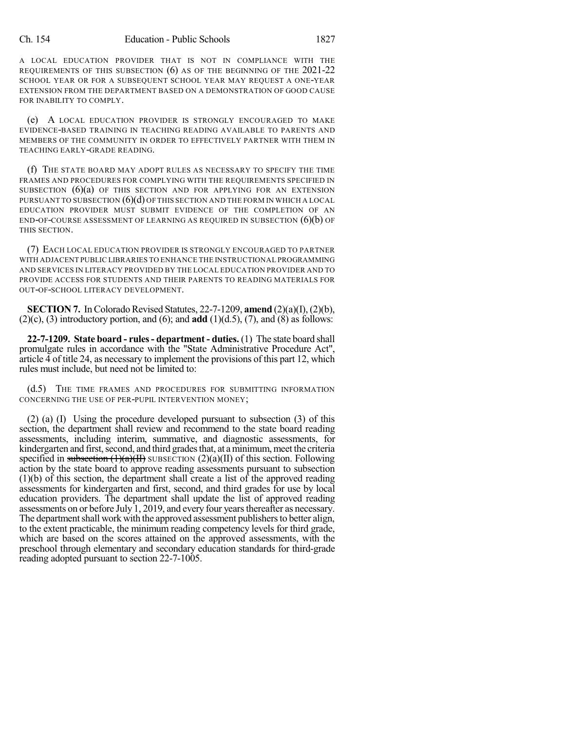A LOCAL EDUCATION PROVIDER THAT IS NOT IN COMPLIANCE WITH THE REQUIREMENTS OF THIS SUBSECTION (6) AS OF THE BEGINNING OF THE 2021-22 SCHOOL YEAR OR FOR A SUBSEQUENT SCHOOL YEAR MAY REQUEST A ONE-YEAR EXTENSION FROM THE DEPARTMENT BASED ON A DEMONSTRATION OF GOOD CAUSE FOR INABILITY TO COMPLY.

(e) A LOCAL EDUCATION PROVIDER IS STRONGLY ENCOURAGED TO MAKE EVIDENCE-BASED TRAINING IN TEACHING READING AVAILABLE TO PARENTS AND MEMBERS OF THE COMMUNITY IN ORDER TO EFFECTIVELY PARTNER WITH THEM IN TEACHING EARLY-GRADE READING.

(f) THE STATE BOARD MAY ADOPT RULES AS NECESSARY TO SPECIFY THE TIME FRAMES AND PROCEDURES FOR COMPLYING WITH THE REQUIREMENTS SPECIFIED IN SUBSECTION (6)(a) OF THIS SECTION AND FOR APPLYING FOR AN EXTENSION PURSUANT TO SUBSECTION (6)(d) OF THIS SECTION AND THE FORM IN WHICH A LOCAL EDUCATION PROVIDER MUST SUBMIT EVIDENCE OF THE COMPLETION OF AN END-OF-COURSE ASSESSMENT OF LEARNING AS REQUIRED IN SUBSECTION (6)(b) OF THIS SECTION.

(7) EACH LOCAL EDUCATION PROVIDER IS STRONGLY ENCOURAGED TO PARTNER WITH ADJACENT PUBLIC LIBRARIES TO ENHANCE THE INSTRUCTIONAL PROGRAMMING AND SERVICES IN LITERACY PROVIDED BY THE LOCAL EDUCATION PROVIDER AND TO PROVIDE ACCESS FOR STUDENTS AND THEIR PARENTS TO READING MATERIALS FOR OUT-OF-SCHOOL LITERACY DEVELOPMENT.

**SECTION 7.** In Colorado Revised Statutes, 22-7-1209, **amend** (2)(a)(I), (2)(b), (2)(c), (3) introductory portion, and (6); and **add** (1)(d.5), (7), and (8) as follows:

**22-7-1209. State board - rules - department - duties.** (1) The state board shall promulgate rules in accordance with the "State Administrative Procedure Act", article 4 of title 24, as necessary to implement the provisions of this part 12, which rules must include, but need not be limited to:

(d.5) THE TIME FRAMES AND PROCEDURES FOR SUBMITTING INFORMATION CONCERNING THE USE OF PER-PUPIL INTERVENTION MONEY;

(2) (a) (I) Using the procedure developed pursuant to subsection (3) of this section, the department shall review and recommend to the state board reading assessments, including interim, summative, and diagnostic assessments, for kindergarten and first, second, and third grades that, at a minimum, meet the criteria specified in ~~subsection (1)(a)(II)~~ SUBSECTION (2)(a)(II) of this section. Following action by the state board to approve reading assessments pursuant to subsection (1)(b) of this section, the department shall create a list of the approved reading assessments for kindergarten and first, second, and third grades for use by local education providers. The department shall update the list of approved reading assessments on or before July 1, 2019, and every four years thereafter as necessary. The department shall work with the approved assessment publishers to better align, to the extent practicable, the minimum reading competency levels for third grade, which are based on the scores attained on the approved assessments, with the preschool through elementary and secondary education standards for third-grade reading adopted pursuant to section 22-7-1005.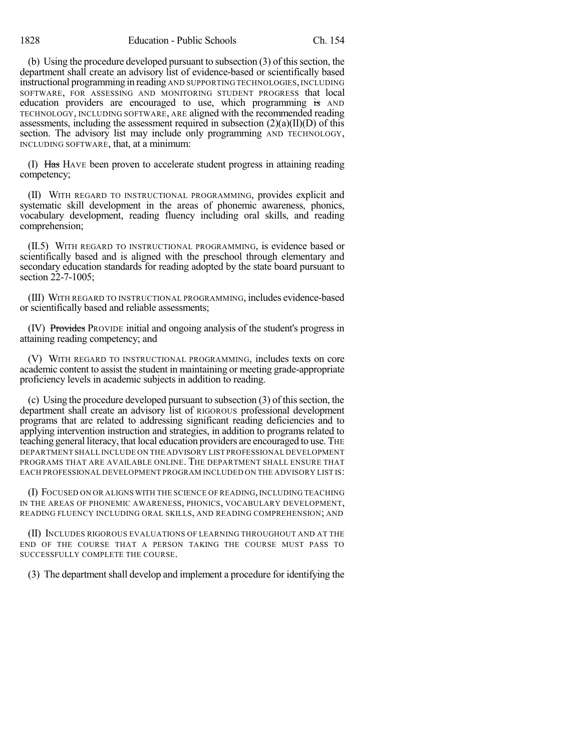(b) Using the procedure developed pursuant to subsection (3) of this section, the department shall create an advisory list of evidence-based or scientifically based instructional programming in reading AND SUPPORTING TECHNOLOGIES, INCLUDING SOFTWARE, FOR ASSESSING AND MONITORING STUDENT PROGRESS that local education providers are encouraged to use, which programming ~~is~~ AND TECHNOLOGY, INCLUDING SOFTWARE, ARE aligned with the recommended reading assessments, including the assessment required in subsection (2)(a)(II)(D) of this section. The advisory list may include only programming AND TECHNOLOGY, INCLUDING SOFTWARE, that, at a minimum:

(I) ~~Has~~ HAVE been proven to accelerate student progress in attaining reading competency;

(II) WITH REGARD TO INSTRUCTIONAL PROGRAMMING, provides explicit and systematic skill development in the areas of phonemic awareness, phonics, vocabulary development, reading fluency including oral skills, and reading comprehension;

(II.5) WITH REGARD TO INSTRUCTIONAL PROGRAMMING, is evidence based or scientifically based and is aligned with the preschool through elementary and secondary education standards for reading adopted by the state board pursuant to section 22-7-1005;

(III) WITH REGARD TO INSTRUCTIONAL PROGRAMMING, includes evidence-based or scientifically based and reliable assessments;

(IV) ~~Provides~~ PROVIDE initial and ongoing analysis of the student's progress in attaining reading competency; and

(V) WITH REGARD TO INSTRUCTIONAL PROGRAMMING, includes texts on core academic content to assist the student in maintaining or meeting grade-appropriate proficiency levels in academic subjects in addition to reading.

(c) Using the procedure developed pursuant to subsection (3) of this section, the department shall create an advisory list of RIGOROUS professional development programs that are related to addressing significant reading deficiencies and to applying intervention instruction and strategies, in addition to programs related to teaching general literacy, that local education providers are encouraged to use. THE DEPARTMENT SHALL INCLUDE ON THE ADVISORY LIST PROFESSIONAL DEVELOPMENT PROGRAMS THAT ARE AVAILABLE ONLINE. THE DEPARTMENT SHALL ENSURE THAT EACH PROFESSIONAL DEVELOPMENT PROGRAM INCLUDED ON THE ADVISORY LIST IS:

(I) FOCUSED ON OR ALIGNS WITH THE SCIENCE OF READING, INCLUDING TEACHING IN THE AREAS OF PHONEMIC AWARENESS, PHONICS, VOCABULARY DEVELOPMENT, READING FLUENCY INCLUDING ORAL SKILLS, AND READING COMPREHENSION; AND

(II) INCLUDES RIGOROUS EVALUATIONS OF LEARNING THROUGHOUT AND AT THE END OF THE COURSE THAT A PERSON TAKING THE COURSE MUST PASS TO SUCCESSFULLY COMPLETE THE COURSE.

(3) The department shall develop and implement a procedure for identifying the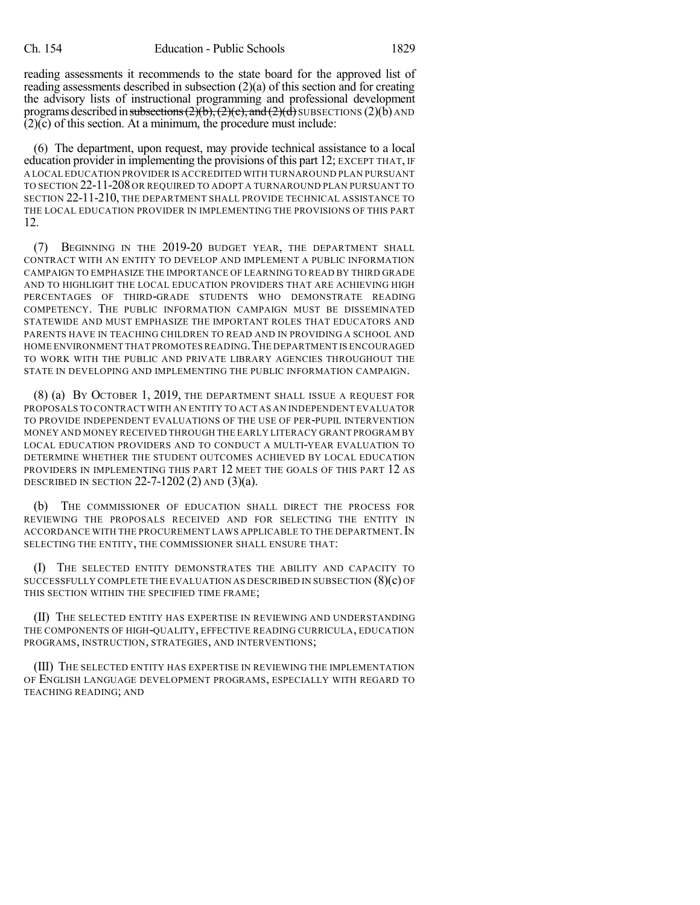reading assessments it recommends to the state board for the approved list of reading assessments described in subsection (2)(a) of this section and for creating the advisory lists of instructional programming and professional development programs described in ~~subsections (2)(b), (2)(c), and (2)(d)~~ SUBSECTIONS (2)(b) AND (2)(c) of this section. At a minimum, the procedure must include:

(6) The department, upon request, may provide technical assistance to a local education provider in implementing the provisions of this part 12; EXCEPT THAT, IF A LOCAL EDUCATION PROVIDER IS ACCREDITED WITH TURNAROUND PLAN PURSUANT TO SECTION 22-11-208 OR REQUIRED TO ADOPT A TURNAROUND PLAN PURSUANT TO SECTION 22-11-210, THE DEPARTMENT SHALL PROVIDE TECHNICAL ASSISTANCE TO THE LOCAL EDUCATION PROVIDER IN IMPLEMENTING THE PROVISIONS OF THIS PART 12.

(7) BEGINNING IN THE 2019-20 BUDGET YEAR, THE DEPARTMENT SHALL CONTRACT WITH AN ENTITY TO DEVELOP AND IMPLEMENT A PUBLIC INFORMATION CAMPAIGN TO EMPHASIZE THE IMPORTANCE OF LEARNING TO READ BY THIRD GRADE AND TO HIGHLIGHT THE LOCAL EDUCATION PROVIDERS THAT ARE ACHIEVING HIGH PERCENTAGES OF THIRD-GRADE STUDENTS WHO DEMONSTRATE READING COMPETENCY. THE PUBLIC INFORMATION CAMPAIGN MUST BE DISSEMINATED STATEWIDE AND MUST EMPHASIZE THE IMPORTANT ROLES THAT EDUCATORS AND PARENTS HAVE IN TEACHING CHILDREN TO READ AND IN PROVIDING A SCHOOL AND HOME ENVIRONMENT THAT PROMOTES READING. THE DEPARTMENT IS ENCOURAGED TO WORK WITH THE PUBLIC AND PRIVATE LIBRARY AGENCIES THROUGHOUT THE STATE IN DEVELOPING AND IMPLEMENTING THE PUBLIC INFORMATION CAMPAIGN.

(8) (a) BY OCTOBER 1, 2019, THE DEPARTMENT SHALL ISSUE A REQUEST FOR PROPOSALS TO CONTRACT WITH AN ENTITY TO ACT AS AN INDEPENDENT EVALUATOR TO PROVIDE INDEPENDENT EVALUATIONS OF THE USE OF PER-PUPIL INTERVENTION MONEY AND MONEY RECEIVED THROUGH THE EARLY LITERACY GRANT PROGRAM BY LOCAL EDUCATION PROVIDERS AND TO CONDUCT A MULTI-YEAR EVALUATION TO DETERMINE WHETHER THE STUDENT OUTCOMES ACHIEVED BY LOCAL EDUCATION PROVIDERS IN IMPLEMENTING THIS PART 12 MEET THE GOALS OF THIS PART 12 AS DESCRIBED IN SECTION 22-7-1202 (2) AND (3)(a).

(b) THE COMMISSIONER OF EDUCATION SHALL DIRECT THE PROCESS FOR REVIEWING THE PROPOSALS RECEIVED AND FOR SELECTING THE ENTITY IN ACCORDANCE WITH THE PROCUREMENT LAWS APPLICABLE TO THE DEPARTMENT. IN SELECTING THE ENTITY, THE COMMISSIONER SHALL ENSURE THAT:

(I) THE SELECTED ENTITY DEMONSTRATES THE ABILITY AND CAPACITY TO SUCCESSFULLY COMPLETE THE EVALUATION AS DESCRIBED IN SUBSECTION (8)(c) OF THIS SECTION WITHIN THE SPECIFIED TIME FRAME;

(II) THE SELECTED ENTITY HAS EXPERTISE IN REVIEWING AND UNDERSTANDING THE COMPONENTS OF HIGH-QUALITY, EFFECTIVE READING CURRICULA, EDUCATION PROGRAMS, INSTRUCTION, STRATEGIES, AND INTERVENTIONS;

(III) THE SELECTED ENTITY HAS EXPERTISE IN REVIEWING THE IMPLEMENTATION OF ENGLISH LANGUAGE DEVELOPMENT PROGRAMS, ESPECIALLY WITH REGARD TO TEACHING READING; AND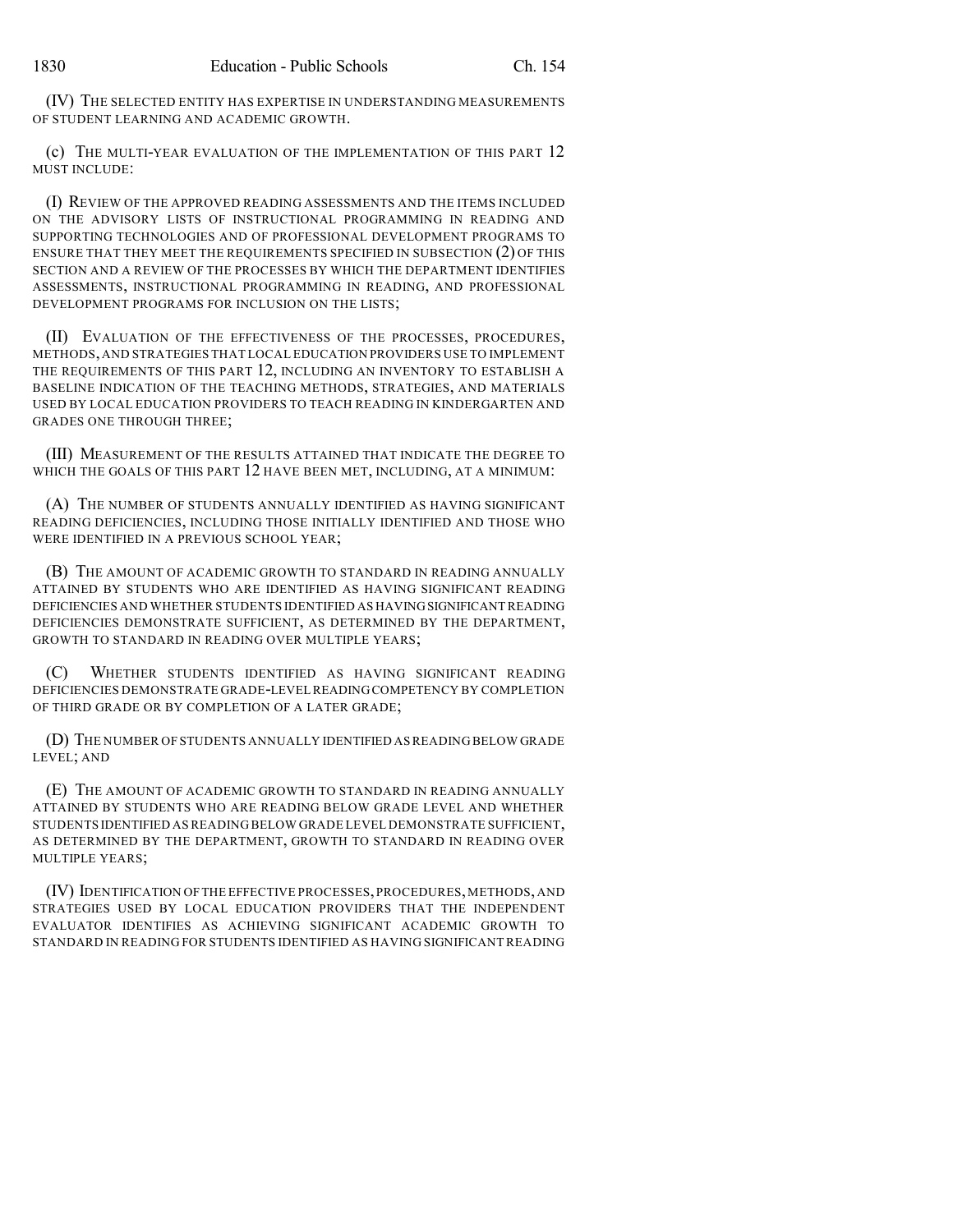(IV) THE SELECTED ENTITY HAS EXPERTISE IN UNDERSTANDING MEASUREMENTS OF STUDENT LEARNING AND ACADEMIC GROWTH.

(c) THE MULTI-YEAR EVALUATION OF THE IMPLEMENTATION OF THIS PART 12 MUST INCLUDE:

(I) REVIEW OF THE APPROVED READING ASSESSMENTS AND THE ITEMS INCLUDED ON THE ADVISORY LISTS OF INSTRUCTIONAL PROGRAMMING IN READING AND SUPPORTING TECHNOLOGIES AND OF PROFESSIONAL DEVELOPMENT PROGRAMS TO ENSURE THAT THEY MEET THE REQUIREMENTS SPECIFIED IN SUBSECTION (2) OF THIS SECTION AND A REVIEW OF THE PROCESSES BY WHICH THE DEPARTMENT IDENTIFIES ASSESSMENTS, INSTRUCTIONAL PROGRAMMING IN READING, AND PROFESSIONAL DEVELOPMENT PROGRAMS FOR INCLUSION ON THE LISTS;

(II) EVALUATION OF THE EFFECTIVENESS OF THE PROCESSES, PROCEDURES, METHODS, AND STRATEGIES THAT LOCAL EDUCATION PROVIDERS USE TO IMPLEMENT THE REQUIREMENTS OF THIS PART 12, INCLUDING AN INVENTORY TO ESTABLISH A BASELINE INDICATION OF THE TEACHING METHODS, STRATEGIES, AND MATERIALS USED BY LOCAL EDUCATION PROVIDERS TO TEACH READING IN KINDERGARTEN AND GRADES ONE THROUGH THREE;

(III) MEASUREMENT OF THE RESULTS ATTAINED THAT INDICATE THE DEGREE TO WHICH THE GOALS OF THIS PART 12 HAVE BEEN MET, INCLUDING, AT A MINIMUM:

(A) THE NUMBER OF STUDENTS ANNUALLY IDENTIFIED AS HAVING SIGNIFICANT READING DEFICIENCIES, INCLUDING THOSE INITIALLY IDENTIFIED AND THOSE WHO WERE IDENTIFIED IN A PREVIOUS SCHOOL YEAR;

(B) THE AMOUNT OF ACADEMIC GROWTH TO STANDARD IN READING ANNUALLY ATTAINED BY STUDENTS WHO ARE IDENTIFIED AS HAVING SIGNIFICANT READING DEFICIENCIES AND WHETHER STUDENTS IDENTIFIED AS HAVING SIGNIFICANT READING DEFICIENCIES DEMONSTRATE SUFFICIENT, AS DETERMINED BY THE DEPARTMENT, GROWTH TO STANDARD IN READING OVER MULTIPLE YEARS;

(C) WHETHER STUDENTS IDENTIFIED AS HAVING SIGNIFICANT READING DEFICIENCIES DEMONSTRATE GRADE-LEVEL READING COMPETENCY BY COMPLETION OF THIRD GRADE OR BY COMPLETION OF A LATER GRADE;

(D) THE NUMBER OF STUDENTS ANNUALLY IDENTIFIED AS READING BELOW GRADE LEVEL; AND

(E) THE AMOUNT OF ACADEMIC GROWTH TO STANDARD IN READING ANNUALLY ATTAINED BY STUDENTS WHO ARE READING BELOW GRADE LEVEL AND WHETHER STUDENTS IDENTIFIED AS READING BELOW GRADE LEVEL DEMONSTRATE SUFFICIENT, AS DETERMINED BY THE DEPARTMENT, GROWTH TO STANDARD IN READING OVER MULTIPLE YEARS;

(IV) IDENTIFICATION OF THE EFFECTIVE PROCESSES, PROCEDURES, METHODS, AND STRATEGIES USED BY LOCAL EDUCATION PROVIDERS THAT THE INDEPENDENT EVALUATOR IDENTIFIES AS ACHIEVING SIGNIFICANT ACADEMIC GROWTH TO STANDARD IN READING FOR STUDENTS IDENTIFIED AS HAVING SIGNIFICANT READING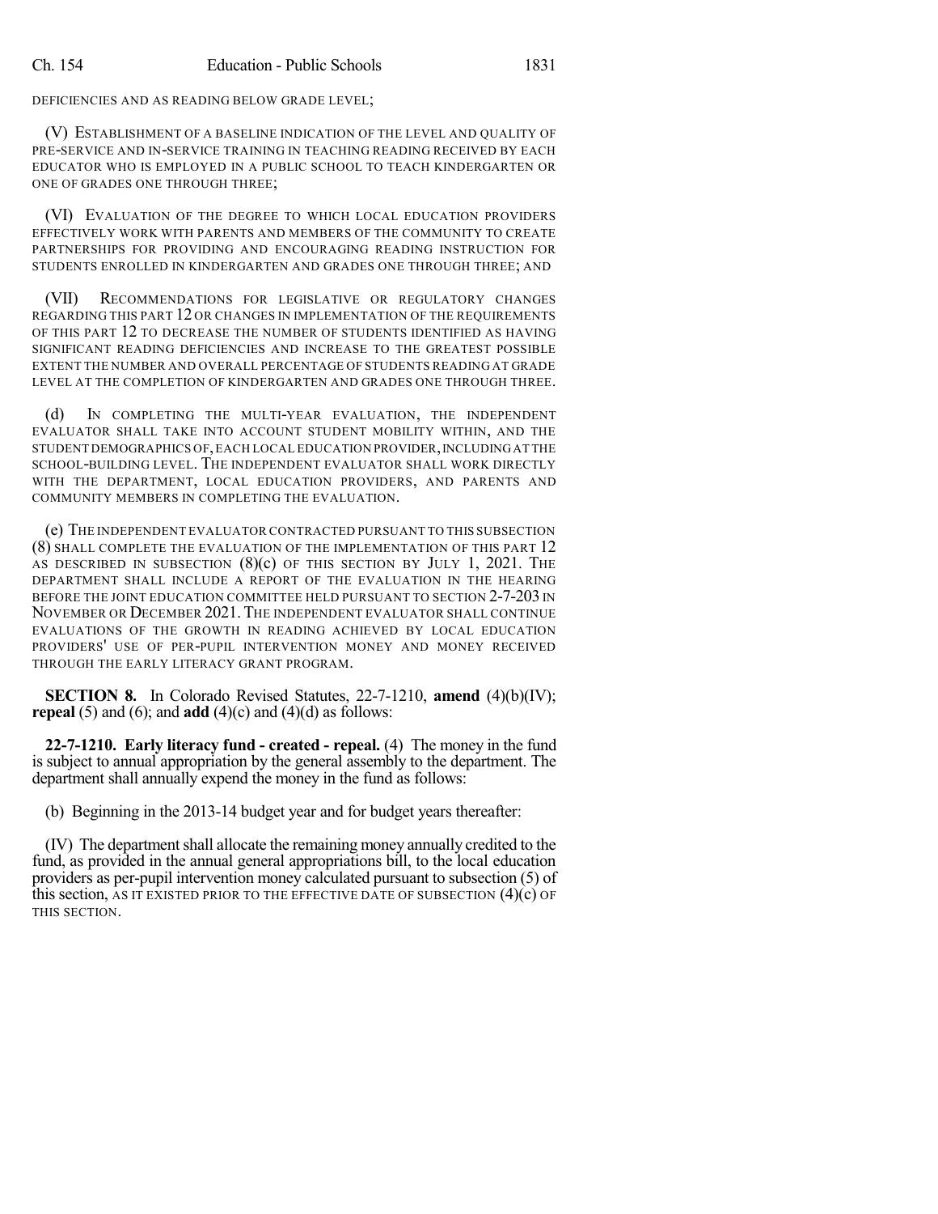DEFICIENCIES AND AS READING BELOW GRADE LEVEL;

(V) ESTABLISHMENT OF A BASELINE INDICATION OF THE LEVEL AND QUALITY OF PRE-SERVICE AND IN-SERVICE TRAINING IN TEACHING READING RECEIVED BY EACH EDUCATOR WHO IS EMPLOYED IN A PUBLIC SCHOOL TO TEACH KINDERGARTEN OR ONE OF GRADES ONE THROUGH THREE;

(VI) EVALUATION OF THE DEGREE TO WHICH LOCAL EDUCATION PROVIDERS EFFECTIVELY WORK WITH PARENTS AND MEMBERS OF THE COMMUNITY TO CREATE PARTNERSHIPS FOR PROVIDING AND ENCOURAGING READING INSTRUCTION FOR STUDENTS ENROLLED IN KINDERGARTEN AND GRADES ONE THROUGH THREE; AND

(VII) RECOMMENDATIONS FOR LEGISLATIVE OR REGULATORY CHANGES REGARDING THIS PART 12 OR CHANGES IN IMPLEMENTATION OF THE REQUIREMENTS OF THIS PART 12 TO DECREASE THE NUMBER OF STUDENTS IDENTIFIED AS HAVING SIGNIFICANT READING DEFICIENCIES AND INCREASE TO THE GREATEST POSSIBLE EXTENT THE NUMBER AND OVERALL PERCENTAGE OF STUDENTS READING AT GRADE LEVEL AT THE COMPLETION OF KINDERGARTEN AND GRADES ONE THROUGH THREE.

(d) IN COMPLETING THE MULTI-YEAR EVALUATION, THE INDEPENDENT EVALUATOR SHALL TAKE INTO ACCOUNT STUDENT MOBILITY WITHIN, AND THE STUDENT DEMOGRAPHICS OF, EACH LOCAL EDUCATION PROVIDER, INCLUDING AT THE SCHOOL-BUILDING LEVEL. THE INDEPENDENT EVALUATOR SHALL WORK DIRECTLY WITH THE DEPARTMENT, LOCAL EDUCATION PROVIDERS, AND PARENTS AND COMMUNITY MEMBERS IN COMPLETING THE EVALUATION.

(e) THE INDEPENDENT EVALUATOR CONTRACTED PURSUANT TO THIS SUBSECTION (8) SHALL COMPLETE THE EVALUATION OF THE IMPLEMENTATION OF THIS PART 12 AS DESCRIBED IN SUBSECTION (8)(c) OF THIS SECTION BY JULY 1, 2021. THE DEPARTMENT SHALL INCLUDE A REPORT OF THE EVALUATION IN THE HEARING BEFORE THE JOINT EDUCATION COMMITTEE HELD PURSUANT TO SECTION 2-7-203 IN NOVEMBER OR DECEMBER 2021. THE INDEPENDENT EVALUATOR SHALL CONTINUE EVALUATIONS OF THE GROWTH IN READING ACHIEVED BY LOCAL EDUCATION PROVIDERS' USE OF PER-PUPIL INTERVENTION MONEY AND MONEY RECEIVED THROUGH THE EARLY LITERACY GRANT PROGRAM.

**SECTION 8.** In Colorado Revised Statutes, 22-7-1210, **amend** (4)(b)(IV); **repeal** (5) and (6); and **add** (4)(c) and (4)(d) as follows:

**22-7-1210. Early literacy fund - created - repeal.** (4) The money in the fund is subject to annual appropriation by the general assembly to the department. The department shall annually expend the money in the fund as follows:

(b) Beginning in the 2013-14 budget year and for budget years thereafter:

(IV) The department shall allocate the remaining money annually credited to the fund, as provided in the annual general appropriations bill, to the local education providers as per-pupil intervention money calculated pursuant to subsection (5) of this section, AS IT EXISTED PRIOR TO THE EFFECTIVE DATE OF SUBSECTION (4)(c) OF THIS SECTION.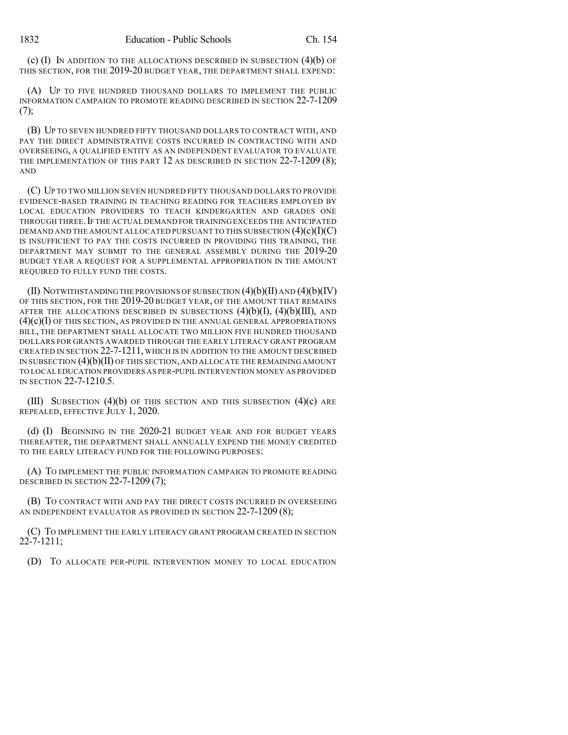(c) (I) IN ADDITION TO THE ALLOCATIONS DESCRIBED IN SUBSECTION (4)(b) OF THIS SECTION, FOR THE 2019-20 BUDGET YEAR, THE DEPARTMENT SHALL EXPEND:

(A) UP TO FIVE HUNDRED THOUSAND DOLLARS TO IMPLEMENT THE PUBLIC INFORMATION CAMPAIGN TO PROMOTE READING DESCRIBED IN SECTION 22-7-1209 (7);

(B) UP TO SEVEN HUNDRED FIFTY THOUSAND DOLLARS TO CONTRACT WITH, AND PAY THE DIRECT ADMINISTRATIVE COSTS INCURRED IN CONTRACTING WITH AND OVERSEEING, A QUALIFIED ENTITY AS AN INDEPENDENT EVALUATOR TO EVALUATE THE IMPLEMENTATION OF THIS PART 12 AS DESCRIBED IN SECTION 22-7-1209 (8); AND

(C) UP TO TWO MILLION SEVEN HUNDRED FIFTY THOUSAND DOLLARS TO PROVIDE EVIDENCE-BASED TRAINING IN TEACHING READING FOR TEACHERS EMPLOYED BY LOCAL EDUCATION PROVIDERS TO TEACH KINDERGARTEN AND GRADES ONE THROUGH THREE. IF THE ACTUAL DEMAND FOR TRAINING EXCEEDS THE ANTICIPATED DEMAND AND THE AMOUNT ALLOCATED PURSUANT TO THIS SUBSECTION (4)(c)(I)(C) IS INSUFFICIENT TO PAY THE COSTS INCURRED IN PROVIDING THIS TRAINING, THE DEPARTMENT MAY SUBMIT TO THE GENERAL ASSEMBLY DURING THE 2019-20 BUDGET YEAR A REQUEST FOR A SUPPLEMENTAL APPROPRIATION IN THE AMOUNT REQUIRED TO FULLY FUND THE COSTS.

(II) NOTWITHSTANDING THE PROVISIONS OF SUBSECTION (4)(b)(II) AND (4)(b)(IV) OF THIS SECTION, FOR THE 2019-20 BUDGET YEAR, OF THE AMOUNT THAT REMAINS AFTER THE ALLOCATIONS DESCRIBED IN SUBSECTIONS (4)(b)(I), (4)(b)(III), AND (4)(c)(I) OF THIS SECTION, AS PROVIDED IN THE ANNUAL GENERAL APPROPRIATIONS BILL, THE DEPARTMENT SHALL ALLOCATE TWO MILLION FIVE HUNDRED THOUSAND DOLLARS FOR GRANTS AWARDED THROUGH THE EARLY LITERACY GRANT PROGRAM CREATED IN SECTION 22-7-1211, WHICH IS IN ADDITION TO THE AMOUNT DESCRIBED IN SUBSECTION (4)(b)(II) OF THIS SECTION, AND ALLOCATE THE REMAINING AMOUNT TO LOCAL EDUCATION PROVIDERS AS PER-PUPIL INTERVENTION MONEY AS PROVIDED IN SECTION 22-7-1210.5.

(III) SUBSECTION (4)(b) OF THIS SECTION AND THIS SUBSECTION (4)(c) ARE REPEALED, EFFECTIVE JULY 1, 2020.

(d) (I) BEGINNING IN THE 2020-21 BUDGET YEAR AND FOR BUDGET YEARS THEREAFTER, THE DEPARTMENT SHALL ANNUALLY EXPEND THE MONEY CREDITED TO THE EARLY LITERACY FUND FOR THE FOLLOWING PURPOSES:

(A) TO IMPLEMENT THE PUBLIC INFORMATION CAMPAIGN TO PROMOTE READING DESCRIBED IN SECTION 22-7-1209 (7);

(B) TO CONTRACT WITH AND PAY THE DIRECT COSTS INCURRED IN OVERSEEING AN INDEPENDENT EVALUATOR AS PROVIDED IN SECTION 22-7-1209 (8);

(C) TO IMPLEMENT THE EARLY LITERACY GRANT PROGRAM CREATED IN SECTION 22-7-1211;

(D) TO ALLOCATE PER-PUPIL INTERVENTION MONEY TO LOCAL EDUCATION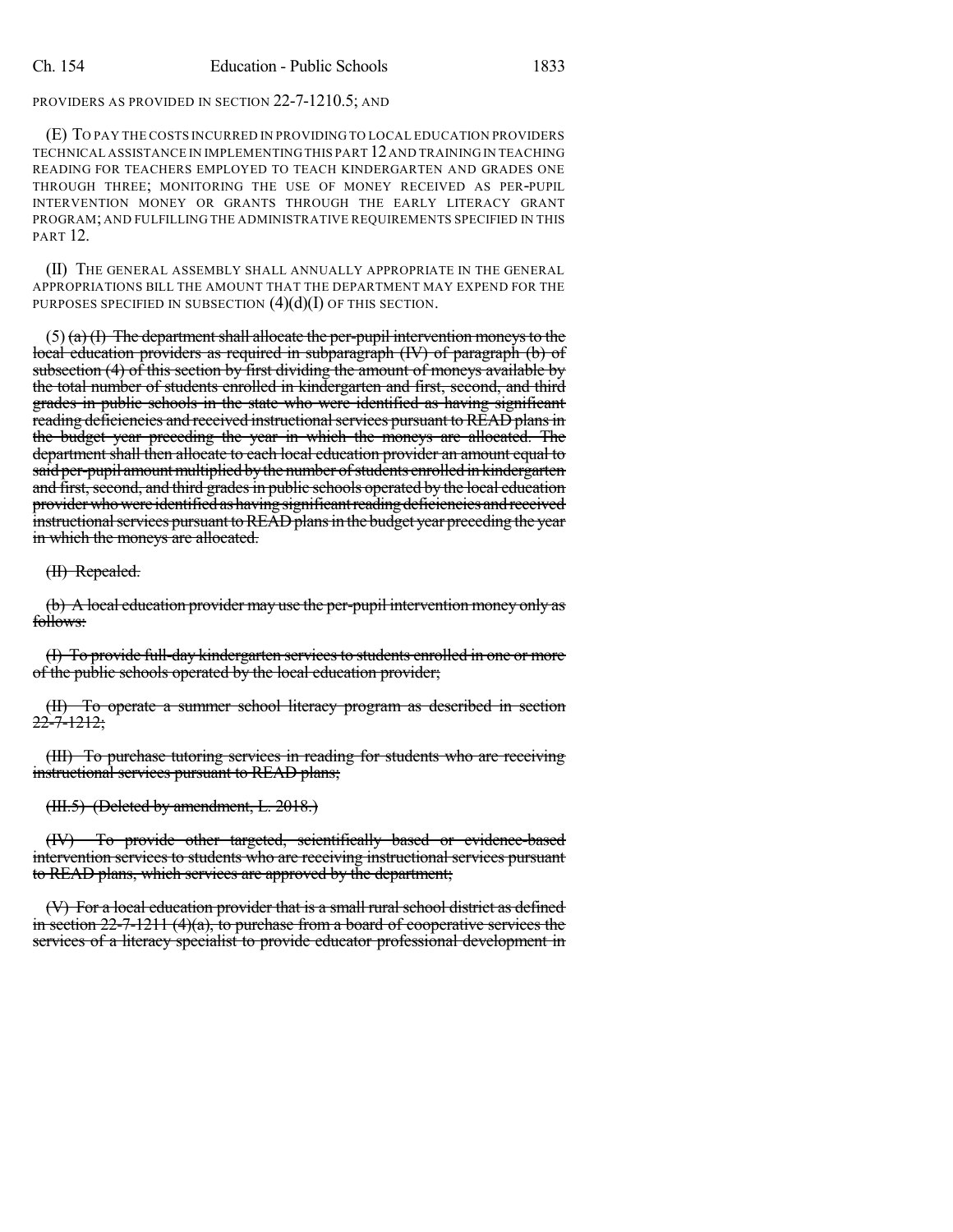PROVIDERS AS PROVIDED IN SECTION 22-7-1210.5; AND

(E) TO PAY THE COSTS INCURRED IN PROVIDING TO LOCAL EDUCATION PROVIDERS TECHNICAL ASSISTANCE IN IMPLEMENTING THIS PART 12 AND TRAINING IN TEACHING READING FOR TEACHERS EMPLOYED TO TEACH KINDERGARTEN AND GRADES ONE THROUGH THREE; MONITORING THE USE OF MONEY RECEIVED AS PER-PUPIL INTERVENTION MONEY OR GRANTS THROUGH THE EARLY LITERACY GRANT PROGRAM; AND FULFILLING THE ADMINISTRATIVE REQUIREMENTS SPECIFIED IN THIS PART 12.

(II) THE GENERAL ASSEMBLY SHALL ANNUALLY APPROPRIATE IN THE GENERAL APPROPRIATIONS BILL THE AMOUNT THAT THE DEPARTMENT MAY EXPEND FOR THE PURPOSES SPECIFIED IN SUBSECTION (4)(d)(I) OF THIS SECTION.

(5) ~~(a) (I) The department shall allocate the per-pupil intervention moneys to the local education providers as required in subparagraph (IV) of paragraph (b) of subsection (4) of this section by first dividing the amount of moneys available by the total number of students enrolled in kindergarten and first, second, and third grades in public schools in the state who were identified as having significant reading deficiencies and received instructional services pursuant to READ plans in the budget year preceding the year in which the moneys are allocated. The department shall then allocate to each local education provider an amount equal to said per-pupil amount multiplied by the number of students enrolled in kindergarten and first, second, and third grades in public schools operated by the local education provider who were identified as having significant reading deficiencies and received instructional services pursuant to READ plans in the budget year preceding the year in which the moneys are allocated.~~

~~(II) Repealed.~~

~~(b) A local education provider may use the per-pupil intervention money only as follows:~~

~~(I) To provide full-day kindergarten services to students enrolled in one or more of the public schools operated by the local education provider;~~

~~(II) To operate a summer school literacy program as described in section 22-7-1212;~~

~~(III) To purchase tutoring services in reading for students who are receiving instructional services pursuant to READ plans;~~

~~(III.5) (Deleted by amendment, L. 2018.)~~

~~(IV) To provide other targeted, scientifically based or evidence-based intervention services to students who are receiving instructional services pursuant to READ plans, which services are approved by the department;~~

~~(V) For a local education provider that is a small rural school district as defined in section 22-7-1211 (4)(a), to purchase from a board of cooperative services the services of a literacy specialist to provide educator professional development in~~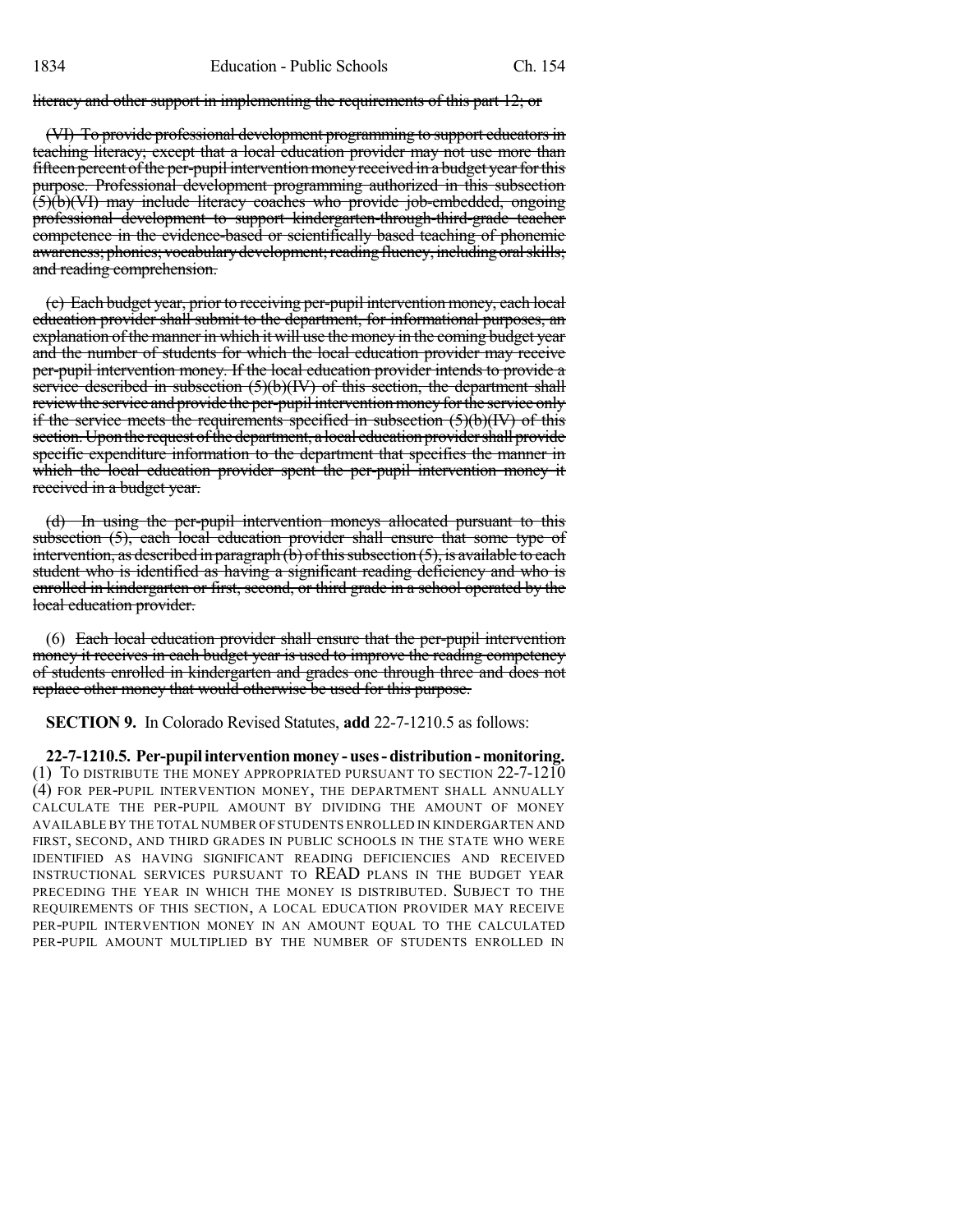~~literacy and other support in implementing the requirements of this part 12; or~~

~~(VI) To provide professional development programming to support educators in teaching literacy; except that a local education provider may not use more than fifteen percent of the per-pupil intervention money received in a budget year for this purpose. Professional development programming authorized in this subsection (5)(b)(VI) may include literacy coaches who provide job-embedded, ongoing professional development to support kindergarten-through-third-grade teacher competence in the evidence-based or scientifically based teaching of phonemic awareness; phonics; vocabulary development; reading fluency, including oral skills; and reading comprehension.~~

~~(c) Each budget year, prior to receiving per-pupil intervention money, each local education provider shall submit to the department, for informational purposes, an explanation of the manner in which it will use the money in the coming budget year and the number of students for which the local education provider may receive per-pupil intervention money. If the local education provider intends to provide a service described in subsection (5)(b)(IV) of this section, the department shall review the service and provide the per-pupil intervention money for the service only if the service meets the requirements specified in subsection (5)(b)(IV) of this section. Upon the request of the department, a local education provider shall provide specific expenditure information to the department that specifies the manner in which the local education provider spent the per-pupil intervention money it received in a budget year.~~

~~(d) In using the per-pupil intervention moneys allocated pursuant to this subsection (5), each local education provider shall ensure that some type of intervention, as described in paragraph (b) of this subsection (5), is available to each student who is identified as having a significant reading deficiency and who is enrolled in kindergarten or first, second, or third grade in a school operated by the local education provider.~~

(6) ~~Each local education provider shall ensure that the per-pupil intervention money it receives in each budget year is used to improve the reading competency of students enrolled in kindergarten and grades one through three and does not replace other money that would otherwise be used for this purpose.~~

**SECTION 9.** In Colorado Revised Statutes, **add** 22-7-1210.5 as follows:

**22-7-1210.5. Per-pupil intervention money - uses - distribution - monitoring.** (1) TO DISTRIBUTE THE MONEY APPROPRIATED PURSUANT TO SECTION 22-7-1210 (4) FOR PER-PUPIL INTERVENTION MONEY, THE DEPARTMENT SHALL ANNUALLY CALCULATE THE PER-PUPIL AMOUNT BY DIVIDING THE AMOUNT OF MONEY AVAILABLE BY THE TOTAL NUMBER OF STUDENTS ENROLLED IN KINDERGARTEN AND FIRST, SECOND, AND THIRD GRADES IN PUBLIC SCHOOLS IN THE STATE WHO WERE IDENTIFIED AS HAVING SIGNIFICANT READING DEFICIENCIES AND RECEIVED INSTRUCTIONAL SERVICES PURSUANT TO READ PLANS IN THE BUDGET YEAR PRECEDING THE YEAR IN WHICH THE MONEY IS DISTRIBUTED. SUBJECT TO THE REQUIREMENTS OF THIS SECTION, A LOCAL EDUCATION PROVIDER MAY RECEIVE PER-PUPIL INTERVENTION MONEY IN AN AMOUNT EQUAL TO THE CALCULATED PER-PUPIL AMOUNT MULTIPLIED BY THE NUMBER OF STUDENTS ENROLLED IN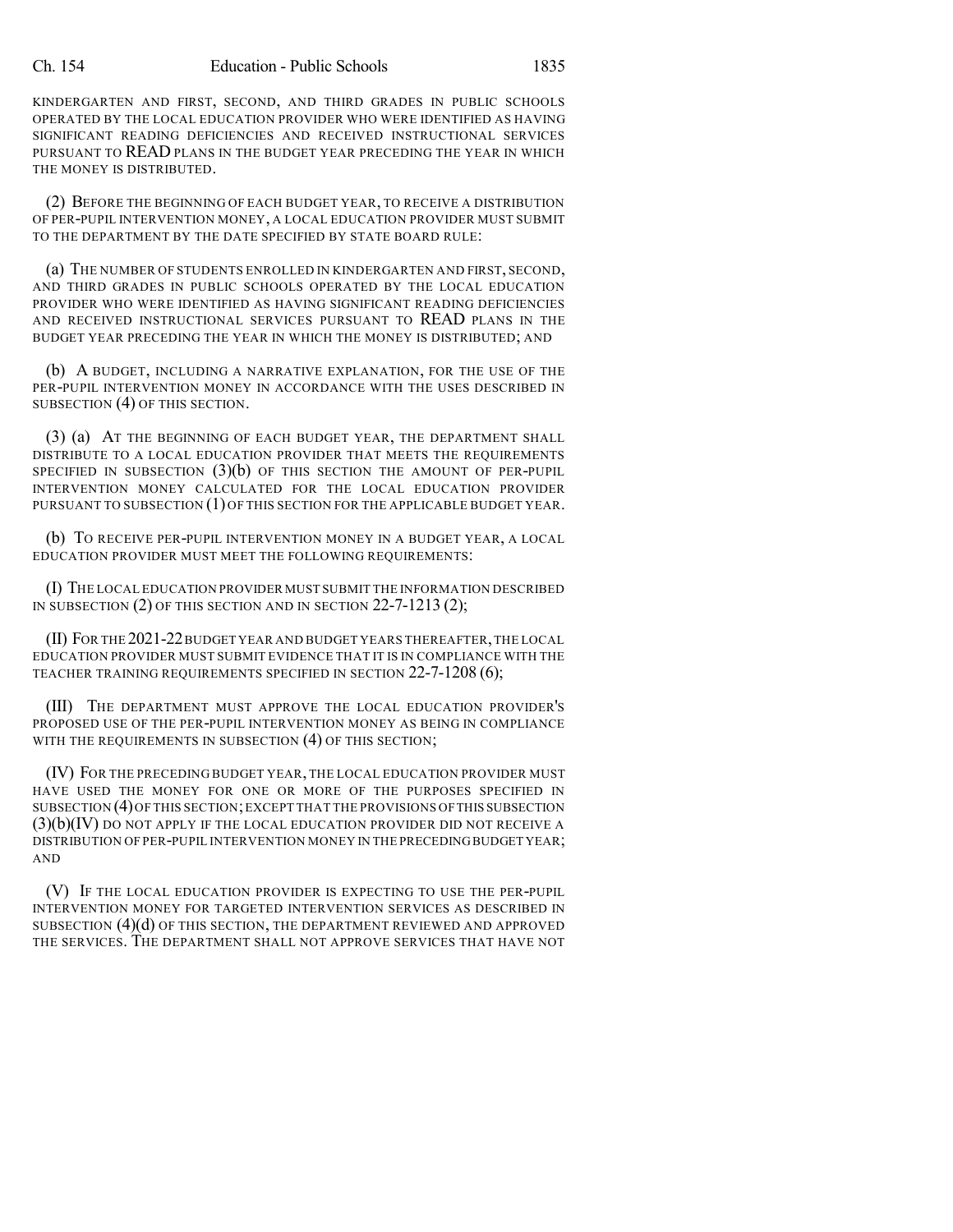KINDERGARTEN AND FIRST, SECOND, AND THIRD GRADES IN PUBLIC SCHOOLS OPERATED BY THE LOCAL EDUCATION PROVIDER WHO WERE IDENTIFIED AS HAVING SIGNIFICANT READING DEFICIENCIES AND RECEIVED INSTRUCTIONAL SERVICES PURSUANT TO READ PLANS IN THE BUDGET YEAR PRECEDING THE YEAR IN WHICH THE MONEY IS DISTRIBUTED.

(2) BEFORE THE BEGINNING OF EACH BUDGET YEAR, TO RECEIVE A DISTRIBUTION OF PER-PUPIL INTERVENTION MONEY, A LOCAL EDUCATION PROVIDER MUST SUBMIT TO THE DEPARTMENT BY THE DATE SPECIFIED BY STATE BOARD RULE:

(a) THE NUMBER OF STUDENTS ENROLLED IN KINDERGARTEN AND FIRST, SECOND, AND THIRD GRADES IN PUBLIC SCHOOLS OPERATED BY THE LOCAL EDUCATION PROVIDER WHO WERE IDENTIFIED AS HAVING SIGNIFICANT READING DEFICIENCIES AND RECEIVED INSTRUCTIONAL SERVICES PURSUANT TO READ PLANS IN THE BUDGET YEAR PRECEDING THE YEAR IN WHICH THE MONEY IS DISTRIBUTED; AND

(b) A BUDGET, INCLUDING A NARRATIVE EXPLANATION, FOR THE USE OF THE PER-PUPIL INTERVENTION MONEY IN ACCORDANCE WITH THE USES DESCRIBED IN SUBSECTION (4) OF THIS SECTION.

(3) (a) AT THE BEGINNING OF EACH BUDGET YEAR, THE DEPARTMENT SHALL DISTRIBUTE TO A LOCAL EDUCATION PROVIDER THAT MEETS THE REQUIREMENTS SPECIFIED IN SUBSECTION (3)(b) OF THIS SECTION THE AMOUNT OF PER-PUPIL INTERVENTION MONEY CALCULATED FOR THE LOCAL EDUCATION PROVIDER PURSUANT TO SUBSECTION (1) OF THIS SECTION FOR THE APPLICABLE BUDGET YEAR.

(b) TO RECEIVE PER-PUPIL INTERVENTION MONEY IN A BUDGET YEAR, A LOCAL EDUCATION PROVIDER MUST MEET THE FOLLOWING REQUIREMENTS:

(I) THE LOCAL EDUCATION PROVIDER MUST SUBMIT THE INFORMATION DESCRIBED IN SUBSECTION (2) OF THIS SECTION AND IN SECTION 22-7-1213 (2);

(II) FOR THE 2021-22 BUDGET YEAR AND BUDGET YEARS THEREAFTER, THE LOCAL EDUCATION PROVIDER MUST SUBMIT EVIDENCE THAT IT IS IN COMPLIANCE WITH THE TEACHER TRAINING REQUIREMENTS SPECIFIED IN SECTION 22-7-1208 (6);

(III) THE DEPARTMENT MUST APPROVE THE LOCAL EDUCATION PROVIDER'S PROPOSED USE OF THE PER-PUPIL INTERVENTION MONEY AS BEING IN COMPLIANCE WITH THE REQUIREMENTS IN SUBSECTION (4) OF THIS SECTION;

(IV) FOR THE PRECEDING BUDGET YEAR, THE LOCAL EDUCATION PROVIDER MUST HAVE USED THE MONEY FOR ONE OR MORE OF THE PURPOSES SPECIFIED IN SUBSECTION (4) OF THIS SECTION; EXCEPT THAT THE PROVISIONS OF THIS SUBSECTION (3)(b)(IV) DO NOT APPLY IF THE LOCAL EDUCATION PROVIDER DID NOT RECEIVE A DISTRIBUTION OF PER-PUPIL INTERVENTION MONEY IN THE PRECEDING BUDGET YEAR; AND

(V) IF THE LOCAL EDUCATION PROVIDER IS EXPECTING TO USE THE PER-PUPIL INTERVENTION MONEY FOR TARGETED INTERVENTION SERVICES AS DESCRIBED IN SUBSECTION (4)(d) OF THIS SECTION, THE DEPARTMENT REVIEWED AND APPROVED THE SERVICES. THE DEPARTMENT SHALL NOT APPROVE SERVICES THAT HAVE NOT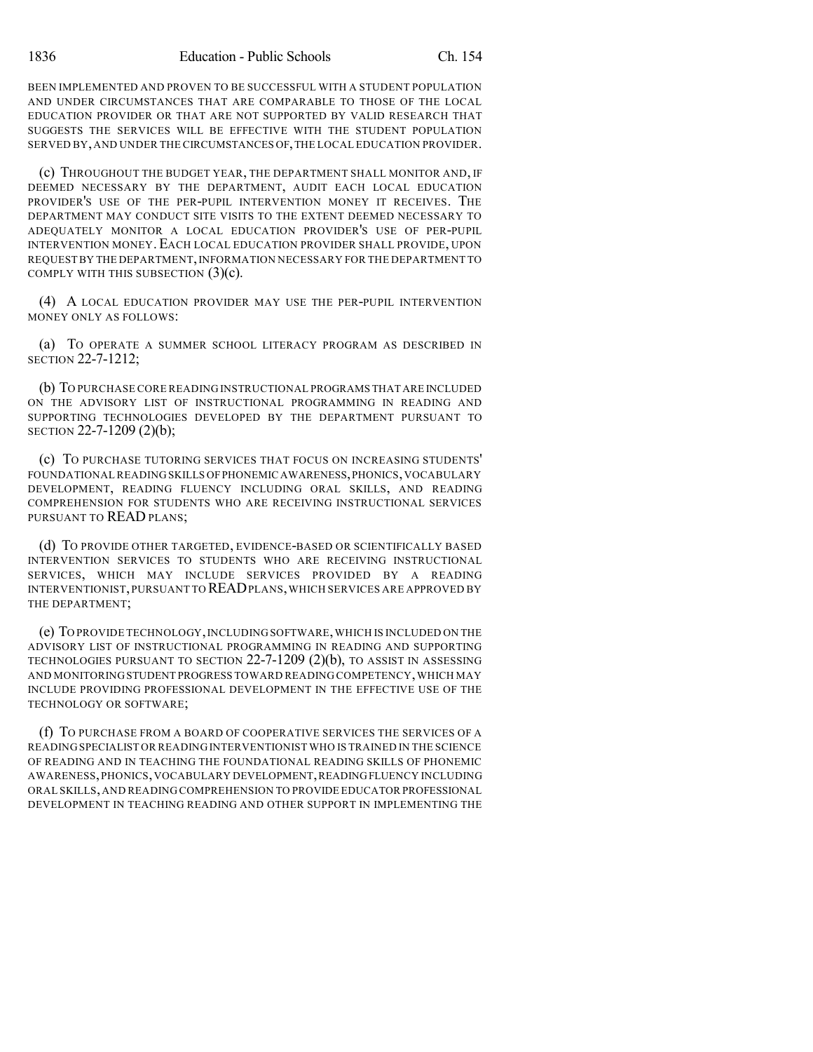BEEN IMPLEMENTED AND PROVEN TO BE SUCCESSFUL WITH A STUDENT POPULATION AND UNDER CIRCUMSTANCES THAT ARE COMPARABLE TO THOSE OF THE LOCAL EDUCATION PROVIDER OR THAT ARE NOT SUPPORTED BY VALID RESEARCH THAT SUGGESTS THE SERVICES WILL BE EFFECTIVE WITH THE STUDENT POPULATION SERVED BY, AND UNDER THE CIRCUMSTANCES OF, THE LOCAL EDUCATION PROVIDER.

(c) THROUGHOUT THE BUDGET YEAR, THE DEPARTMENT SHALL MONITOR AND, IF DEEMED NECESSARY BY THE DEPARTMENT, AUDIT EACH LOCAL EDUCATION PROVIDER'S USE OF THE PER-PUPIL INTERVENTION MONEY IT RECEIVES. THE DEPARTMENT MAY CONDUCT SITE VISITS TO THE EXTENT DEEMED NECESSARY TO ADEQUATELY MONITOR A LOCAL EDUCATION PROVIDER'S USE OF PER-PUPIL INTERVENTION MONEY. EACH LOCAL EDUCATION PROVIDER SHALL PROVIDE, UPON REQUEST BY THE DEPARTMENT, INFORMATION NECESSARY FOR THE DEPARTMENT TO COMPLY WITH THIS SUBSECTION (3)(c).

(4) A LOCAL EDUCATION PROVIDER MAY USE THE PER-PUPIL INTERVENTION MONEY ONLY AS FOLLOWS:

(a) TO OPERATE A SUMMER SCHOOL LITERACY PROGRAM AS DESCRIBED IN SECTION 22-7-1212;

(b) TO PURCHASE CORE READING INSTRUCTIONAL PROGRAMS THAT ARE INCLUDED ON THE ADVISORY LIST OF INSTRUCTIONAL PROGRAMMING IN READING AND SUPPORTING TECHNOLOGIES DEVELOPED BY THE DEPARTMENT PURSUANT TO SECTION 22-7-1209 (2)(b);

(c) TO PURCHASE TUTORING SERVICES THAT FOCUS ON INCREASING STUDENTS' FOUNDATIONAL READING SKILLS OF PHONEMIC AWARENESS, PHONICS, VOCABULARY DEVELOPMENT, READING FLUENCY INCLUDING ORAL SKILLS, AND READING COMPREHENSION FOR STUDENTS WHO ARE RECEIVING INSTRUCTIONAL SERVICES PURSUANT TO READ PLANS;

(d) TO PROVIDE OTHER TARGETED, EVIDENCE-BASED OR SCIENTIFICALLY BASED INTERVENTION SERVICES TO STUDENTS WHO ARE RECEIVING INSTRUCTIONAL SERVICES, WHICH MAY INCLUDE SERVICES PROVIDED BY A READING INTERVENTIONIST, PURSUANT TO READ PLANS, WHICH SERVICES ARE APPROVED BY THE DEPARTMENT;

(e) TO PROVIDE TECHNOLOGY, INCLUDING SOFTWARE, WHICH IS INCLUDED ON THE ADVISORY LIST OF INSTRUCTIONAL PROGRAMMING IN READING AND SUPPORTING TECHNOLOGIES PURSUANT TO SECTION 22-7-1209 (2)(b), TO ASSIST IN ASSESSING AND MONITORING STUDENT PROGRESS TOWARD READING COMPETENCY, WHICH MAY INCLUDE PROVIDING PROFESSIONAL DEVELOPMENT IN THE EFFECTIVE USE OF THE TECHNOLOGY OR SOFTWARE;

(f) TO PURCHASE FROM A BOARD OF COOPERATIVE SERVICES THE SERVICES OF A READING SPECIALIST OR READING INTERVENTIONIST WHO IS TRAINED IN THE SCIENCE OF READING AND IN TEACHING THE FOUNDATIONAL READING SKILLS OF PHONEMIC AWARENESS, PHONICS, VOCABULARY DEVELOPMENT, READING FLUENCY INCLUDING ORAL SKILLS, AND READING COMPREHENSION TO PROVIDE EDUCATOR PROFESSIONAL DEVELOPMENT IN TEACHING READING AND OTHER SUPPORT IN IMPLEMENTING THE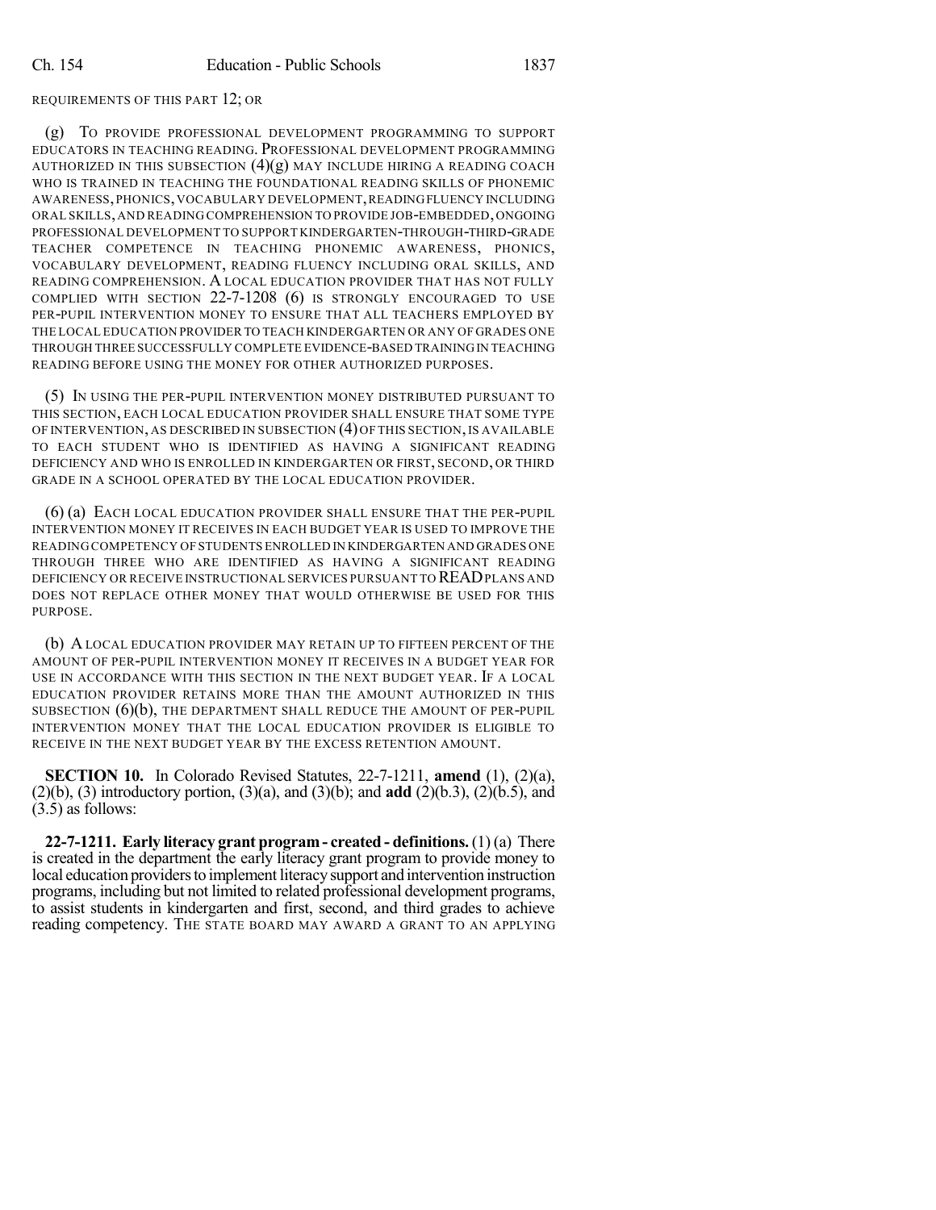REQUIREMENTS OF THIS PART 12; OR

(g) TO PROVIDE PROFESSIONAL DEVELOPMENT PROGRAMMING TO SUPPORT EDUCATORS IN TEACHING READING. PROFESSIONAL DEVELOPMENT PROGRAMMING AUTHORIZED IN THIS SUBSECTION (4)(g) MAY INCLUDE HIRING A READING COACH WHO IS TRAINED IN TEACHING THE FOUNDATIONAL READING SKILLS OF PHONEMIC AWARENESS, PHONICS, VOCABULARY DEVELOPMENT, READING FLUENCY INCLUDING ORAL SKILLS, AND READING COMPREHENSION TO PROVIDE JOB-EMBEDDED, ONGOING PROFESSIONAL DEVELOPMENT TO SUPPORT KINDERGARTEN-THROUGH-THIRD-GRADE TEACHER COMPETENCE IN TEACHING PHONEMIC AWARENESS, PHONICS, VOCABULARY DEVELOPMENT, READING FLUENCY INCLUDING ORAL SKILLS, AND READING COMPREHENSION. A LOCAL EDUCATION PROVIDER THAT HAS NOT FULLY COMPLIED WITH SECTION 22-7-1208 (6) IS STRONGLY ENCOURAGED TO USE PER-PUPIL INTERVENTION MONEY TO ENSURE THAT ALL TEACHERS EMPLOYED BY THE LOCAL EDUCATION PROVIDER TO TEACH KINDERGARTEN OR ANY OF GRADES ONE THROUGH THREE SUCCESSFULLY COMPLETE EVIDENCE-BASED TRAINING IN TEACHING READING BEFORE USING THE MONEY FOR OTHER AUTHORIZED PURPOSES.

(5) IN USING THE PER-PUPIL INTERVENTION MONEY DISTRIBUTED PURSUANT TO THIS SECTION, EACH LOCAL EDUCATION PROVIDER SHALL ENSURE THAT SOME TYPE OF INTERVENTION, AS DESCRIBED IN SUBSECTION (4) OF THIS SECTION, IS AVAILABLE TO EACH STUDENT WHO IS IDENTIFIED AS HAVING A SIGNIFICANT READING DEFICIENCY AND WHO IS ENROLLED IN KINDERGARTEN OR FIRST, SECOND, OR THIRD GRADE IN A SCHOOL OPERATED BY THE LOCAL EDUCATION PROVIDER.

(6) (a) EACH LOCAL EDUCATION PROVIDER SHALL ENSURE THAT THE PER-PUPIL INTERVENTION MONEY IT RECEIVES IN EACH BUDGET YEAR IS USED TO IMPROVE THE READING COMPETENCY OF STUDENTS ENROLLED IN KINDERGARTEN AND GRADES ONE THROUGH THREE WHO ARE IDENTIFIED AS HAVING A SIGNIFICANT READING DEFICIENCY OR RECEIVE INSTRUCTIONAL SERVICES PURSUANT TO READ PLANS AND DOES NOT REPLACE OTHER MONEY THAT WOULD OTHERWISE BE USED FOR THIS PURPOSE.

(b) A LOCAL EDUCATION PROVIDER MAY RETAIN UP TO FIFTEEN PERCENT OF THE AMOUNT OF PER-PUPIL INTERVENTION MONEY IT RECEIVES IN A BUDGET YEAR FOR USE IN ACCORDANCE WITH THIS SECTION IN THE NEXT BUDGET YEAR. IF A LOCAL EDUCATION PROVIDER RETAINS MORE THAN THE AMOUNT AUTHORIZED IN THIS SUBSECTION (6)(b), THE DEPARTMENT SHALL REDUCE THE AMOUNT OF PER-PUPIL INTERVENTION MONEY THAT THE LOCAL EDUCATION PROVIDER IS ELIGIBLE TO RECEIVE IN THE NEXT BUDGET YEAR BY THE EXCESS RETENTION AMOUNT.

**SECTION 10.** In Colorado Revised Statutes, 22-7-1211, **amend** (1), (2)(a), (2)(b), (3) introductory portion, (3)(a), and (3)(b); and **add** (2)(b.3), (2)(b.5), and (3.5) as follows:

**22-7-1211. Early literacy grant program - created - definitions.** (1) (a) There is created in the department the early literacy grant program to provide money to local education providers to implement literacy support and intervention instruction programs, including but not limited to related professional development programs, to assist students in kindergarten and first, second, and third grades to achieve reading competency. THE STATE BOARD MAY AWARD A GRANT TO AN APPLYING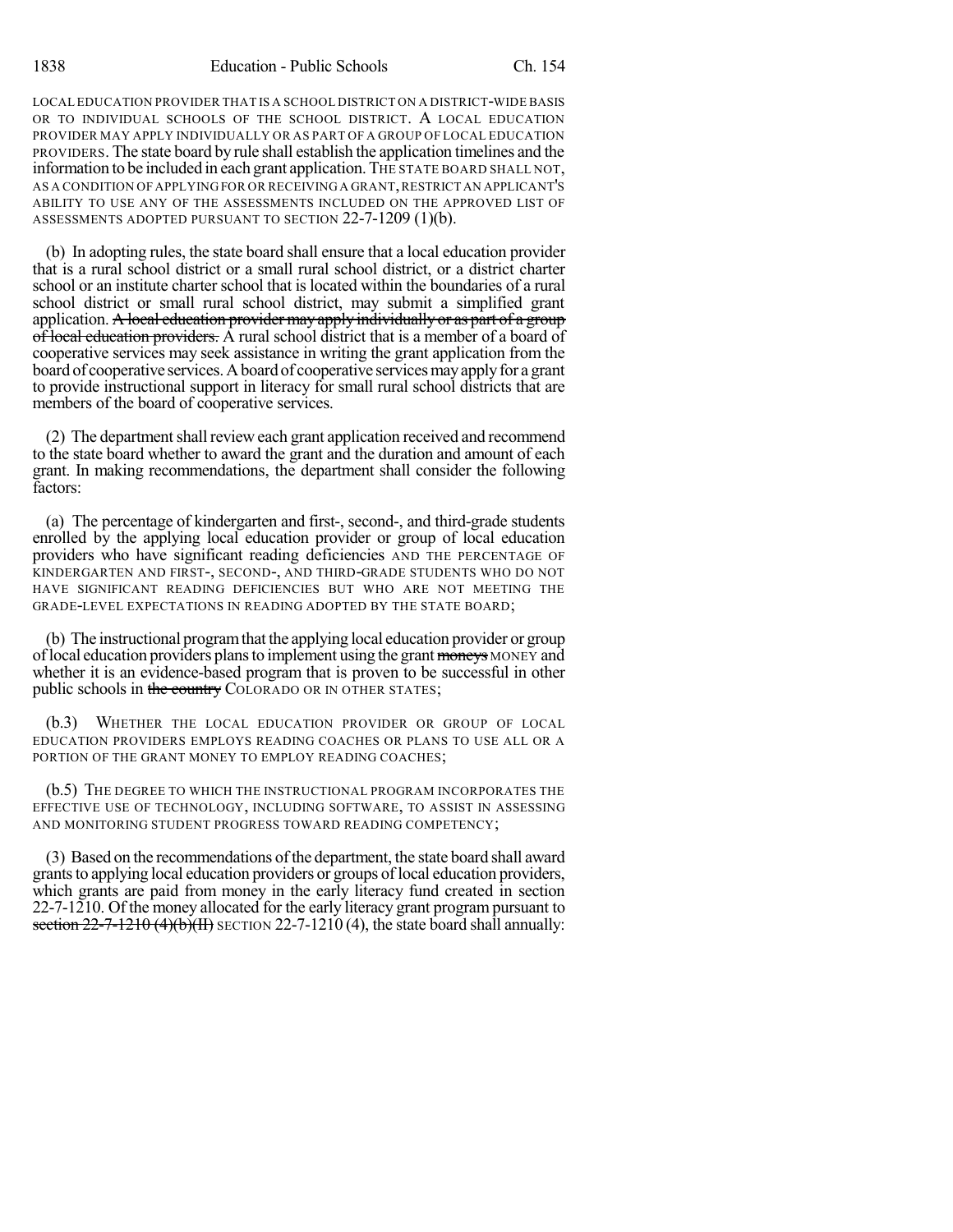LOCAL EDUCATION PROVIDER THAT IS A SCHOOL DISTRICT ON A DISTRICT-WIDE BASIS OR TO INDIVIDUAL SCHOOLS OF THE SCHOOL DISTRICT. A LOCAL EDUCATION PROVIDER MAY APPLY INDIVIDUALLY OR AS PART OF A GROUP OF LOCAL EDUCATION PROVIDERS. The state board by rule shall establish the application timelines and the information to be included in each grant application. THE STATE BOARD SHALL NOT, AS A CONDITION OF APPLYING FOR OR RECEIVING A GRANT, RESTRICT AN APPLICANT'S ABILITY TO USE ANY OF THE ASSESSMENTS INCLUDED ON THE APPROVED LIST OF ASSESSMENTS ADOPTED PURSUANT TO SECTION 22-7-1209 (1)(b).

(b) In adopting rules, the state board shall ensure that a local education provider that is a rural school district or a small rural school district, or a district charter school or an institute charter school that is located within the boundaries of a rural school district or small rural school district, may submit a simplified grant application. ~~A local education provider may apply individually or as part of a group of local education providers.~~ A rural school district that is a member of a board of cooperative services may seek assistance in writing the grant application from the board of cooperative services. A board of cooperative services may apply for a grant to provide instructional support in literacy for small rural school districts that are members of the board of cooperative services.

(2) The department shall review each grant application received and recommend to the state board whether to award the grant and the duration and amount of each grant. In making recommendations, the department shall consider the following factors:

(a) The percentage of kindergarten and first-, second-, and third-grade students enrolled by the applying local education provider or group of local education providers who have significant reading deficiencies AND THE PERCENTAGE OF KINDERGARTEN AND FIRST-, SECOND-, AND THIRD-GRADE STUDENTS WHO DO NOT HAVE SIGNIFICANT READING DEFICIENCIES BUT WHO ARE NOT MEETING THE GRADE-LEVEL EXPECTATIONS IN READING ADOPTED BY THE STATE BOARD;

(b) The instructional program that the applying local education provider or group of local education providers plans to implement using the grant ~~moneys~~ MONEY and whether it is an evidence-based program that is proven to be successful in other public schools in ~~the country~~ COLORADO OR IN OTHER STATES;

(b.3) WHETHER THE LOCAL EDUCATION PROVIDER OR GROUP OF LOCAL EDUCATION PROVIDERS EMPLOYS READING COACHES OR PLANS TO USE ALL OR A PORTION OF THE GRANT MONEY TO EMPLOY READING COACHES;

(b.5) THE DEGREE TO WHICH THE INSTRUCTIONAL PROGRAM INCORPORATES THE EFFECTIVE USE OF TECHNOLOGY, INCLUDING SOFTWARE, TO ASSIST IN ASSESSING AND MONITORING STUDENT PROGRESS TOWARD READING COMPETENCY;

(3) Based on the recommendations of the department, the state board shall award grants to applying local education providers or groups of local education providers, which grants are paid from money in the early literacy fund created in section 22-7-1210. Of the money allocated for the early literacy grant program pursuant to ~~section 22-7-1210 (4)(b)(II)~~ SECTION 22-7-1210 (4), the state board shall annually: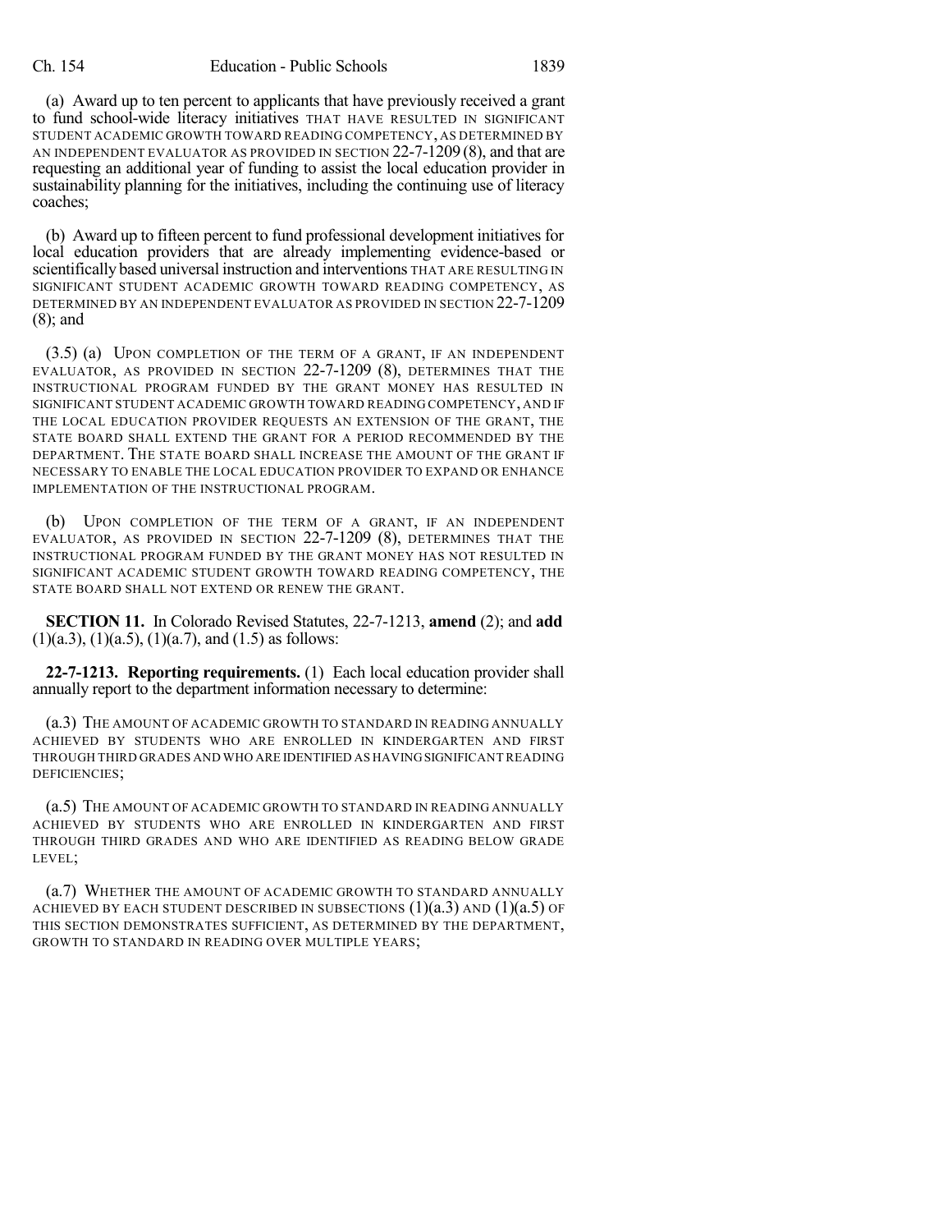(a) Award up to ten percent to applicants that have previously received a grant to fund school-wide literacy initiatives THAT HAVE RESULTED IN SIGNIFICANT STUDENT ACADEMIC GROWTH TOWARD READING COMPETENCY, AS DETERMINED BY AN INDEPENDENT EVALUATOR AS PROVIDED IN SECTION 22-7-1209 (8), and that are requesting an additional year of funding to assist the local education provider in sustainability planning for the initiatives, including the continuing use of literacy coaches;

(b) Award up to fifteen percent to fund professional development initiatives for local education providers that are already implementing evidence-based or scientifically based universal instruction and interventions THAT ARE RESULTING IN SIGNIFICANT STUDENT ACADEMIC GROWTH TOWARD READING COMPETENCY, AS DETERMINED BY AN INDEPENDENT EVALUATOR AS PROVIDED IN SECTION 22-7-1209 (8); and

(3.5) (a) UPON COMPLETION OF THE TERM OF A GRANT, IF AN INDEPENDENT EVALUATOR, AS PROVIDED IN SECTION 22-7-1209 (8), DETERMINES THAT THE INSTRUCTIONAL PROGRAM FUNDED BY THE GRANT MONEY HAS RESULTED IN SIGNIFICANT STUDENT ACADEMIC GROWTH TOWARD READING COMPETENCY, AND IF THE LOCAL EDUCATION PROVIDER REQUESTS AN EXTENSION OF THE GRANT, THE STATE BOARD SHALL EXTEND THE GRANT FOR A PERIOD RECOMMENDED BY THE DEPARTMENT. THE STATE BOARD SHALL INCREASE THE AMOUNT OF THE GRANT IF NECESSARY TO ENABLE THE LOCAL EDUCATION PROVIDER TO EXPAND OR ENHANCE IMPLEMENTATION OF THE INSTRUCTIONAL PROGRAM.

(b) UPON COMPLETION OF THE TERM OF A GRANT, IF AN INDEPENDENT EVALUATOR, AS PROVIDED IN SECTION 22-7-1209 (8), DETERMINES THAT THE INSTRUCTIONAL PROGRAM FUNDED BY THE GRANT MONEY HAS NOT RESULTED IN SIGNIFICANT ACADEMIC STUDENT GROWTH TOWARD READING COMPETENCY, THE STATE BOARD SHALL NOT EXTEND OR RENEW THE GRANT.

**SECTION 11.** In Colorado Revised Statutes, 22-7-1213, **amend** (2); and **add** (1)(a.3), (1)(a.5), (1)(a.7), and (1.5) as follows:

**22-7-1213. Reporting requirements.** (1) Each local education provider shall annually report to the department information necessary to determine:

(a.3) THE AMOUNT OF ACADEMIC GROWTH TO STANDARD IN READING ANNUALLY ACHIEVED BY STUDENTS WHO ARE ENROLLED IN KINDERGARTEN AND FIRST THROUGH THIRD GRADES AND WHO ARE IDENTIFIED AS HAVING SIGNIFICANT READING DEFICIENCIES;

(a.5) THE AMOUNT OF ACADEMIC GROWTH TO STANDARD IN READING ANNUALLY ACHIEVED BY STUDENTS WHO ARE ENROLLED IN KINDERGARTEN AND FIRST THROUGH THIRD GRADES AND WHO ARE IDENTIFIED AS READING BELOW GRADE LEVEL;

(a.7) WHETHER THE AMOUNT OF ACADEMIC GROWTH TO STANDARD ANNUALLY ACHIEVED BY EACH STUDENT DESCRIBED IN SUBSECTIONS (1)(a.3) AND (1)(a.5) OF THIS SECTION DEMONSTRATES SUFFICIENT, AS DETERMINED BY THE DEPARTMENT, GROWTH TO STANDARD IN READING OVER MULTIPLE YEARS;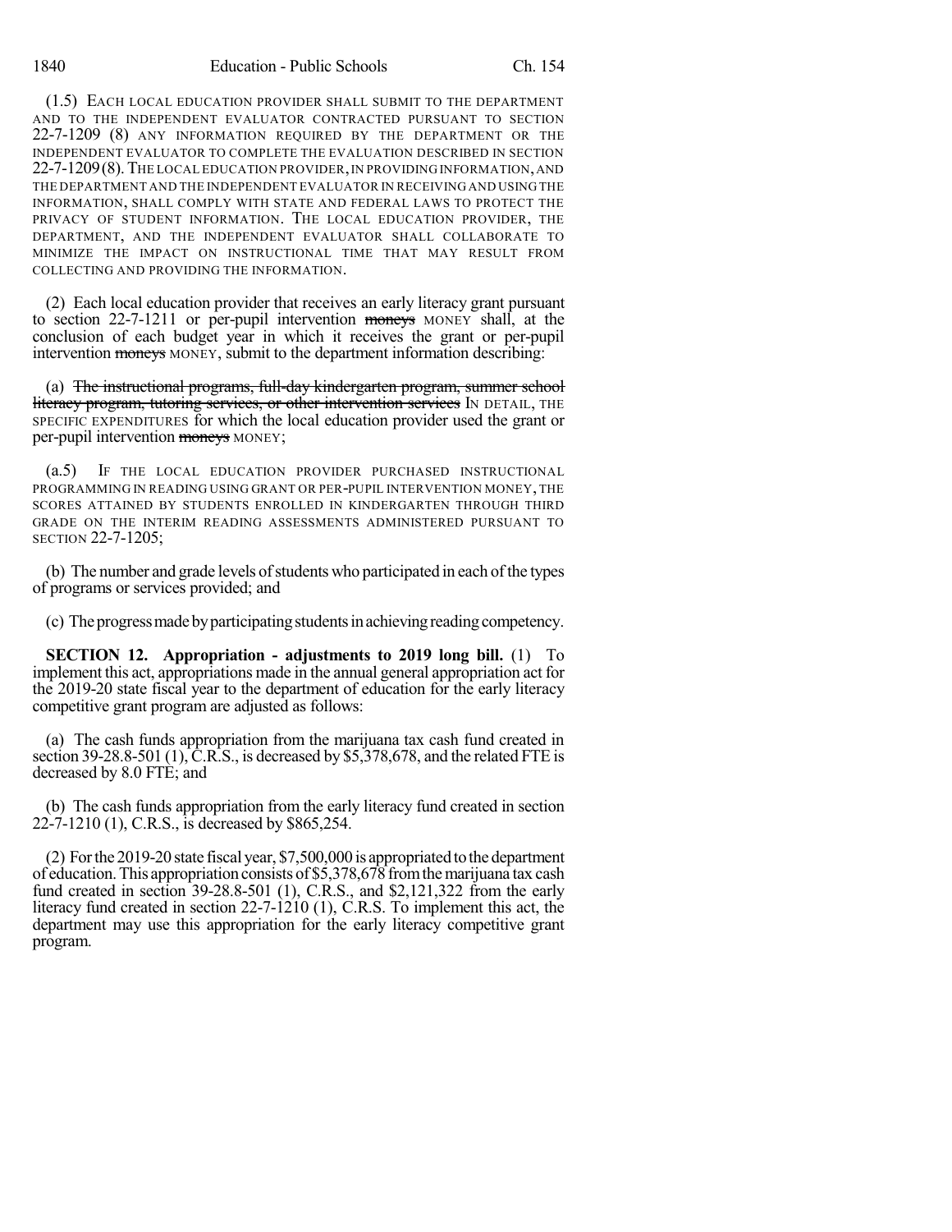(1.5) EACH LOCAL EDUCATION PROVIDER SHALL SUBMIT TO THE DEPARTMENT AND TO THE INDEPENDENT EVALUATOR CONTRACTED PURSUANT TO SECTION 22-7-1209 (8) ANY INFORMATION REQUIRED BY THE DEPARTMENT OR THE INDEPENDENT EVALUATOR TO COMPLETE THE EVALUATION DESCRIBED IN SECTION 22-7-1209 (8). THE LOCAL EDUCATION PROVIDER, IN PROVIDING INFORMATION, AND THE DEPARTMENT AND THE INDEPENDENT EVALUATOR IN RECEIVING AND USING THE INFORMATION, SHALL COMPLY WITH STATE AND FEDERAL LAWS TO PROTECT THE PRIVACY OF STUDENT INFORMATION. THE LOCAL EDUCATION PROVIDER, THE DEPARTMENT, AND THE INDEPENDENT EVALUATOR SHALL COLLABORATE TO MINIMIZE THE IMPACT ON INSTRUCTIONAL TIME THAT MAY RESULT FROM COLLECTING AND PROVIDING THE INFORMATION.

(2) Each local education provider that receives an early literacy grant pursuant to section 22-7-1211 or per-pupil intervention ~~moneys~~ MONEY shall, at the conclusion of each budget year in which it receives the grant or per-pupil intervention ~~moneys~~ MONEY, submit to the department information describing:

(a) ~~The instructional programs, full-day kindergarten program, summer school literacy program, tutoring services, or other intervention services~~ IN DETAIL, THE SPECIFIC EXPENDITURES for which the local education provider used the grant or per-pupil intervention ~~moneys~~ MONEY;

(a.5) IF THE LOCAL EDUCATION PROVIDER PURCHASED INSTRUCTIONAL PROGRAMMING IN READING USING GRANT OR PER-PUPIL INTERVENTION MONEY, THE SCORES ATTAINED BY STUDENTS ENROLLED IN KINDERGARTEN THROUGH THIRD GRADE ON THE INTERIM READING ASSESSMENTS ADMINISTERED PURSUANT TO SECTION 22-7-1205;

(b) The number and grade levels of students who participated in each of the types of programs or services provided; and

(c) The progress made by participating students in achieving reading competency.

**SECTION 12. Appropriation - adjustments to 2019 long bill.** (1) To implement this act, appropriations made in the annual general appropriation act for the 2019-20 state fiscal year to the department of education for the early literacy competitive grant program are adjusted as follows:

(a) The cash funds appropriation from the marijuana tax cash fund created in section 39-28.8-501 (1), C.R.S., is decreased by $5,378,678, and the related FTE is decreased by 8.0 FTE; and

(b) The cash funds appropriation from the early literacy fund created in section 22-7-1210 (1), C.R.S., is decreased by $865,254.

(2) For the 2019-20 state fiscal year, $7,500,000 is appropriated to the department of education. This appropriation consists of $5,378,678 from the marijuana tax cash fund created in section 39-28.8-501 (1), C.R.S., and $2,121,322 from the early literacy fund created in section 22-7-1210 (1), C.R.S. To implement this act, the department may use this appropriation for the early literacy competitive grant program.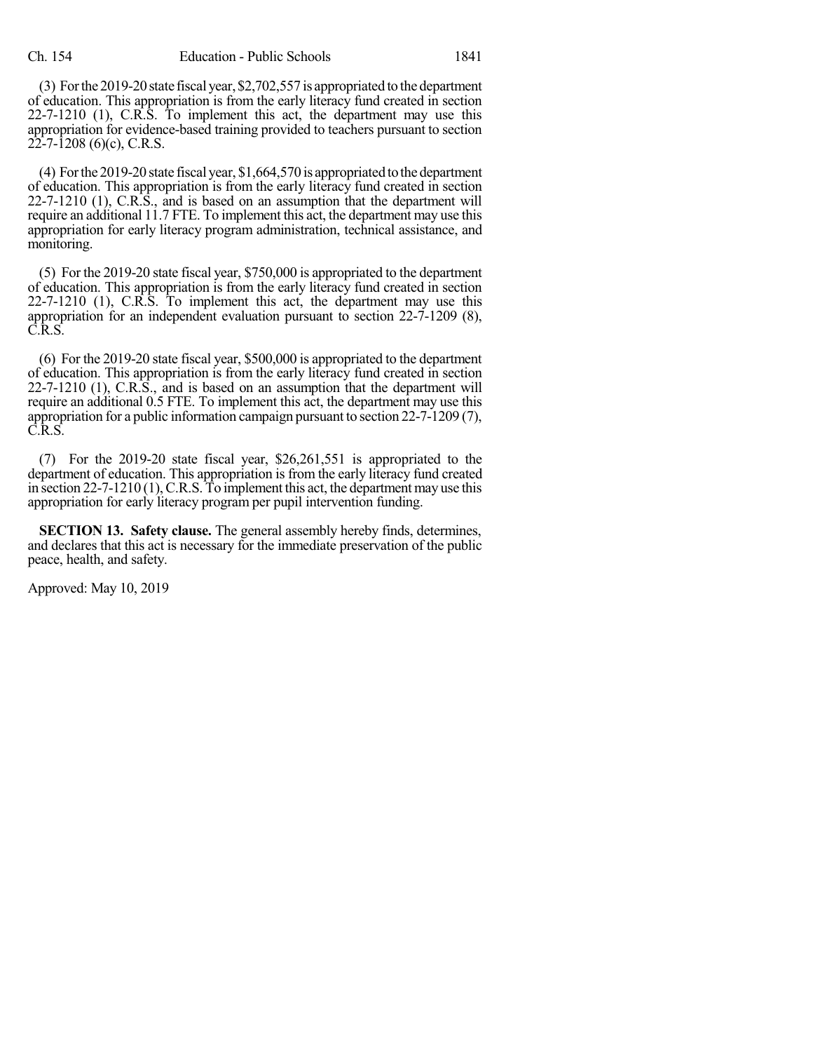(3) For the 2019-20 state fiscal year, $2,702,557 is appropriated to the department of education. This appropriation is from the early literacy fund created in section 22-7-1210 (1), C.R.S. To implement this act, the department may use this appropriation for evidence-based training provided to teachers pursuant to section 22-7-1208 (6)(c), C.R.S.

(4) For the 2019-20 state fiscal year, $1,664,570 is appropriated to the department of education. This appropriation is from the early literacy fund created in section 22-7-1210 (1), C.R.S., and is based on an assumption that the department will require an additional 11.7 FTE. To implement this act, the department may use this appropriation for early literacy program administration, technical assistance, and monitoring.

(5) For the 2019-20 state fiscal year, $750,000 is appropriated to the department of education. This appropriation is from the early literacy fund created in section 22-7-1210 (1), C.R.S. To implement this act, the department may use this appropriation for an independent evaluation pursuant to section 22-7-1209 (8), C.R.S.

(6) For the 2019-20 state fiscal year, $500,000 is appropriated to the department of education. This appropriation is from the early literacy fund created in section 22-7-1210 (1), C.R.S., and is based on an assumption that the department will require an additional 0.5 FTE. To implement this act, the department may use this appropriation for a public information campaign pursuant to section 22-7-1209 (7), C.R.S.

(7) For the 2019-20 state fiscal year, $26,261,551 is appropriated to the department of education. This appropriation is from the early literacy fund created in section 22-7-1210 (1), C.R.S. To implement this act, the department may use this appropriation for early literacy program per pupil intervention funding.

**SECTION 13. Safety clause.** The general assembly hereby finds, determines, and declares that this act is necessary for the immediate preservation of the public peace, health, and safety.

Approved: May 10, 2019